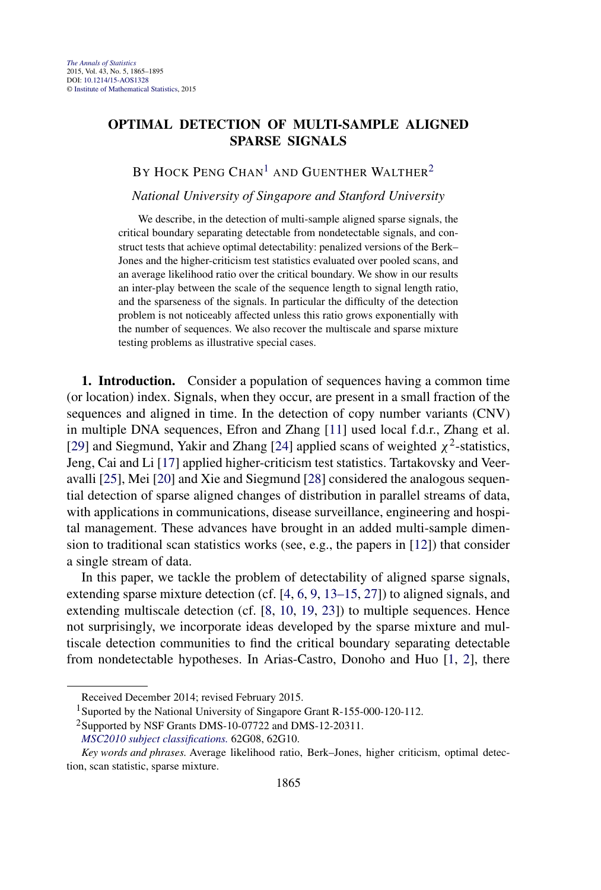# OPTIMAL DETECTION OF MULTI-SAMPLE ALIGNED SPARSE SIGNALS

BY HOCK PENG CHAN[1] AND GUENTHER WALTHER[2]

*National University of Singapore and Stanford University*

We describe, in the detection of multi-sample aligned sparse signals, the critical boundary separating detectable from nondetectable signals, and construct tests that achieve optimal detectability: penalized versions of the Berk–Jones and the higher-criticism test statistics evaluated over pooled scans, and an average likelihood ratio over the critical boundary. We show in our results an inter-play between the scale of the sequence length to signal length ratio, and the sparseness of the signals. In particular the difficulty of the detection problem is not noticeably affected unless this ratio grows exponentially with the number of sequences. We also recover the multiscale and sparse mixture testing problems as illustrative special cases.

**1. Introduction.** Consider a population of sequences having a common time (or location) index. Signals, when they occur, are present in a small fraction of the sequences and aligned in time. In the detection of copy number variants (CNV) in multiple DNA sequences, Efron and Zhang [11] used local f.d.r., Zhang et al. [29] and Siegmund, Yakir and Zhang [24] applied scans of weighted $\chi^2$-statistics, Jeng, Cai and Li [17] applied higher-criticism test statistics. Tartakovsky and Veeravalli [25], Mei [20] and Xie and Siegmund [28] considered the analogous sequential detection of sparse aligned changes of distribution in parallel streams of data, with applications in communications, disease surveillance, engineering and hospital management. These advances have brought in an added multi-sample dimension to traditional scan statistics works (see, e.g., the papers in [12]) that consider a single stream of data.

In this paper, we tackle the problem of detectability of aligned sparse signals, extending sparse mixture detection (cf. [4, 6, 9, 13–15, 27]) to aligned signals, and extending multiscale detection (cf. [8, 10, 19, 23]) to multiple sequences. Hence not surprisingly, we incorporate ideas developed by the sparse mixture and multiscale detection communities to find the critical boundary separating detectable from nondetectable hypotheses. In Arias-Castro, Donoho and Huo [1, 2], there

---

Received December 2014; revised February 2015.

[1]Suported by the National University of Singapore Grant R-155-000-120-112.

[2]Supported by NSF Grants DMS-10-07722 and DMS-12-20311.

*MSC2010 subject classifications.* 62G08, 62G10.

*Key words and phrases.* Average likelihood ratio, Berk–Jones, higher criticism, optimal detection, scan statistic, sparse mixture.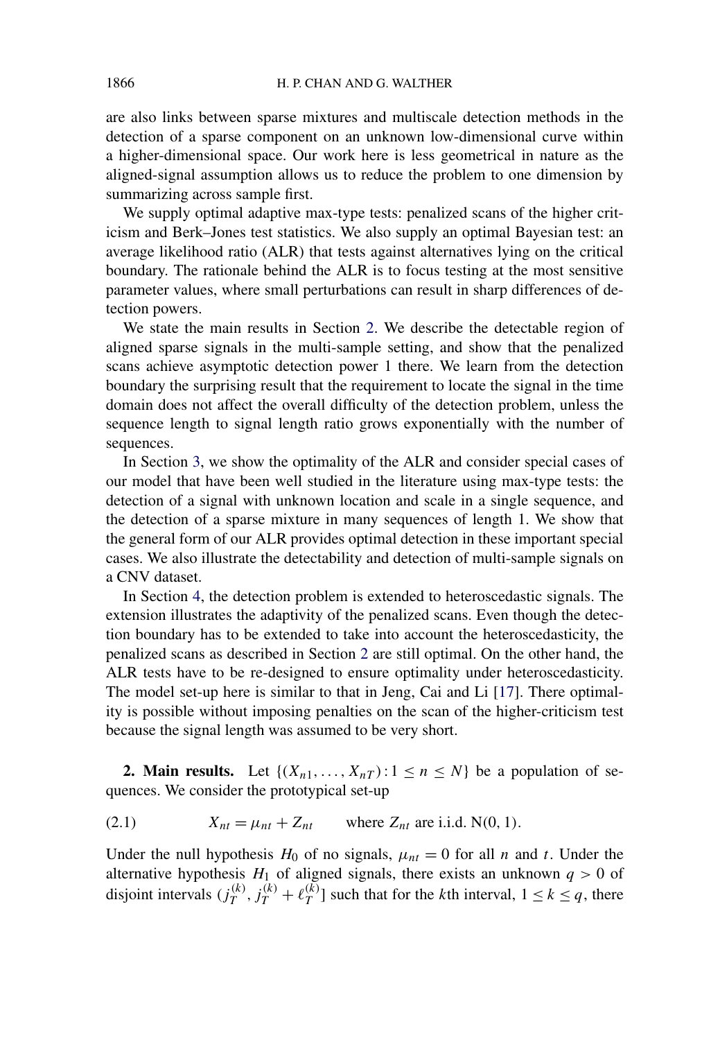are also links between sparse mixtures and multiscale detection methods in the detection of a sparse component on an unknown low-dimensional curve within a higher-dimensional space. Our work here is less geometrical in nature as the aligned-signal assumption allows us to reduce the problem to one dimension by summarizing across sample first.

We supply optimal adaptive max-type tests: penalized scans of the higher criticism and Berk–Jones test statistics. We also supply an optimal Bayesian test: an average likelihood ratio (ALR) that tests against alternatives lying on the critical boundary. The rationale behind the ALR is to focus testing at the most sensitive parameter values, where small perturbations can result in sharp differences of detection powers.

We state the main results in Section 2. We describe the detectable region of aligned sparse signals in the multi-sample setting, and show that the penalized scans achieve asymptotic detection power 1 there. We learn from the detection boundary the surprising result that the requirement to locate the signal in the time domain does not affect the overall difficulty of the detection problem, unless the sequence length to signal length ratio grows exponentially with the number of sequences.

In Section 3, we show the optimality of the ALR and consider special cases of our model that have been well studied in the literature using max-type tests: the detection of a signal with unknown location and scale in a single sequence, and the detection of a sparse mixture in many sequences of length 1. We show that the general form of our ALR provides optimal detection in these important special cases. We also illustrate the detectability and detection of multi-sample signals on a CNV dataset.

In Section 4, the detection problem is extended to heteroscedastic signals. The extension illustrates the adaptivity of the penalized scans. Even though the detection boundary has to be extended to take into account the heteroscedasticity, the penalized scans as described in Section 2 are still optimal. On the other hand, the ALR tests have to be re-designed to ensure optimality under heteroscedasticity. The model set-up here is similar to that in Jeng, Cai and Li [17]. There optimality is possible without imposing penalties on the scan of the higher-criticism test because the signal length was assumed to be very short.

## 2. Main results.

Let $\{(X_{n1}, \dots, X_{nT}) : 1 \le n \le N\}$ be a population of sequences. We consider the prototypical set-up

$$X_{nt} = \mu_{nt} + Z_{nt} \qquad \text{where } Z_{nt} \text{ are i.i.d. N}(0,1). \tag{2.1}$$

Under the null hypothesis $H_0$ of no signals, $\mu_{nt} = 0$ for all $n$ and $t$. Under the alternative hypothesis $H_1$ of aligned signals, there exists an unknown $q > 0$ of disjoint intervals $(j_T^{(k)}, j_T^{(k)} + \ell_T^{(k)}]$ such that for the $k$th interval, $1 \le k \le q$, there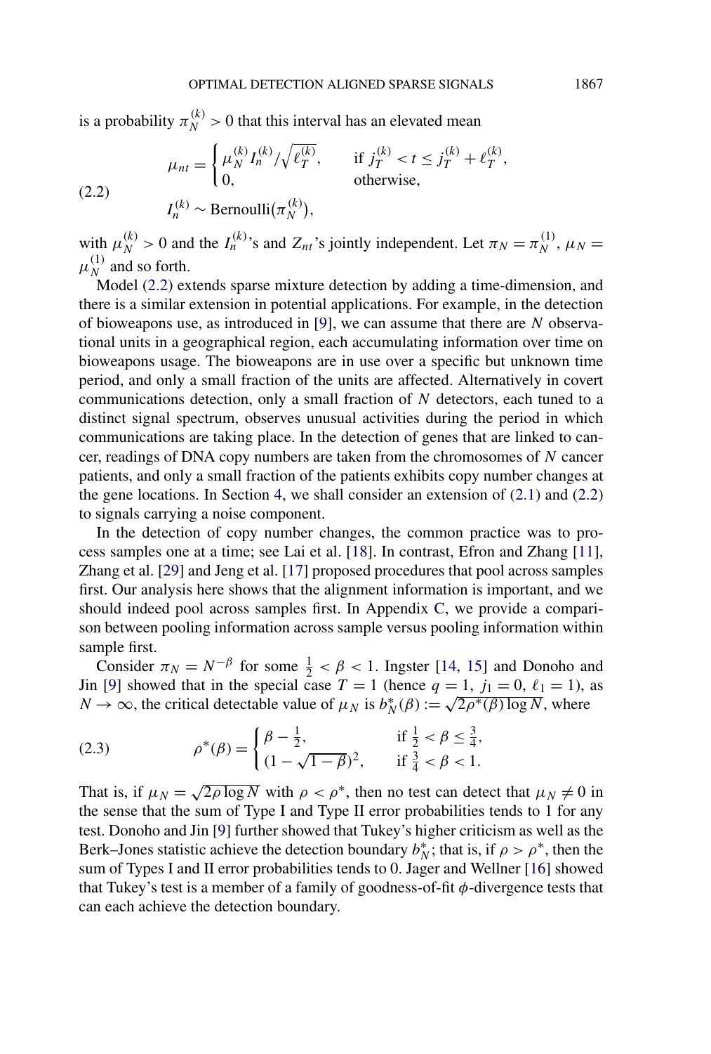is a probability $\pi_N^{(k)} > 0$ that this interval has an elevated mean

$$\mu_{nt} = \begin{cases} \mu_N^{(k)} I_n^{(k)} / \sqrt{\ell_T^{(k)}}, & \text{if } j_T^{(k)} < t \le j_T^{(k)} + \ell_T^{(k)}, \\ 0, & \text{otherwise,} \end{cases} \tag{2.2}$$

$$I_n^{(k)} \sim \text{Bernoulli}(\pi_N^{(k)}),$$

with $\mu_N^{(k)} > 0$ and the $I_n^{(k)}$'s and $Z_{nt}$'s jointly independent. Let $\pi_N = \pi_N^{(1)}$, $\mu_N = \mu_N^{(1)}$ and so forth.

Model (2.2) extends sparse mixture detection by adding a time-dimension, and there is a similar extension in potential applications. For example, in the detection of bioweapons use, as introduced in [9], we can assume that there are $N$ observational units in a geographical region, each accumulating information over time on bioweapons usage. The bioweapons are in use over a specific but unknown time period, and only a small fraction of the units are affected. Alternatively in covert communications detection, only a small fraction of $N$ detectors, each tuned to a distinct signal spectrum, observes unusual activities during the period in which communications are taking place. In the detection of genes that are linked to cancer, readings of DNA copy numbers are taken from the chromosomes of $N$ cancer patients, and only a small fraction of the patients exhibits copy number changes at the gene locations. In Section 4, we shall consider an extension of (2.1) and (2.2) to signals carrying a noise component.

In the detection of copy number changes, the common practice was to process samples one at a time; see Lai et al. [18]. In contrast, Efron and Zhang [11], Zhang et al. [29] and Jeng et al. [17] proposed procedures that pool across samples first. Our analysis here shows that the alignment information is important, and we should indeed pool across samples first. In Appendix C, we provide a comparison between pooling information across sample versus pooling information within sample first.

Consider $\pi_N = N^{-\beta}$ for some $\frac{1}{2} < \beta < 1$. Ingster [14, 15] and Donoho and Jin [9] showed that in the special case $T = 1$ (hence $q = 1$, $j_1 = 0$, $\ell_1 = 1$), as $N \to \infty$, the critical detectable value of $\mu_N$ is $b_N^*(\beta) := \sqrt{2\rho^*(\beta) \log N}$, where

$$\rho^*(\beta) = \begin{cases} \beta - \frac{1}{2}, & \text{if } \frac{1}{2} < \beta \le \frac{3}{4}, \\ (1 - \sqrt{1-\beta})^2, & \text{if } \frac{3}{4} < \beta < 1. \end{cases} \tag{2.3}$$

That is, if $\mu_N = \sqrt{2\rho \log N}$ with $\rho < \rho^*$, then no test can detect that $\mu_N \neq 0$ in the sense that the sum of Type I and Type II error probabilities tends to 1 for any test. Donoho and Jin [9] further showed that Tukey's higher criticism as well as the Berk–Jones statistic achieve the detection boundary $b_N^*$; that is, if $\rho > \rho^*$, then the sum of Types I and II error probabilities tends to 0. Jager and Wellner [16] showed that Tukey's test is a member of a family of goodness-of-fit $\phi$-divergence tests that can each achieve the detection boundary.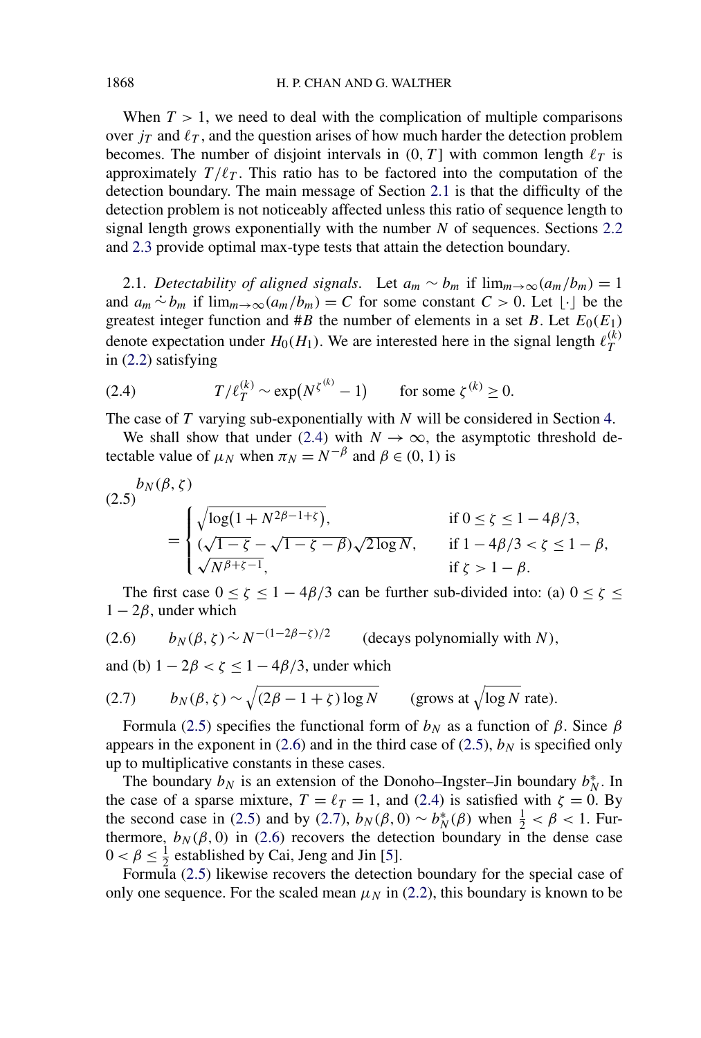When $T > 1$, we need to deal with the complication of multiple comparisons over $j_T$ and $\ell_T$, and the question arises of how much harder the detection problem becomes. The number of disjoint intervals in $(0, T]$ with common length $\ell_T$ is approximately $T/\ell_T$. This ratio has to be factored into the computation of the detection boundary. The main message of Section 2.1 is that the difficulty of the detection problem is not noticeably affected unless this ratio of sequence length to signal length grows exponentially with the number $N$ of sequences. Sections 2.2 and 2.3 provide optimal max-type tests that attain the detection boundary.

2.1. *Detectability of aligned signals*. Let $a_m \sim b_m$ if $\lim_{m\to\infty}(a_m/b_m) = 1$ and $a_m \dot{\sim} b_m$ if $\lim_{m\to\infty}(a_m/b_m) = C$ for some constant $C > 0$. Let $\lfloor\cdot\rfloor$ be the greatest integer function and $\#B$ the number of elements in a set $B$. Let $E_0(E_1)$ denote expectation under $H_0(H_1)$. We are interested here in the signal length $\ell_T^{(k)}$ in (2.2) satisfying

$$T/\ell_T^{(k)} \sim \exp(N^{\zeta^{(k)}} - 1) \qquad \text{for some } \zeta^{(k)} \geq 0. \tag{2.4}$$

The case of $T$ varying sub-exponentially with $N$ will be considered in Section 4.

We shall show that under (2.4) with $N \to \infty$, the asymptotic threshold detectable value of $\mu_N$ when $\pi_N = N^{-\beta}$ and $\beta \in (0, 1)$ is

$$b_N(\beta, \zeta) = \begin{cases} \sqrt{\log(1 + N^{2\beta-1+\zeta})}, & \text{if } 0 \leq \zeta \leq 1 - 4\beta/3, \\ (\sqrt{1-\zeta} - \sqrt{1-\zeta-\beta})\sqrt{2\log N}, & \text{if } 1 - 4\beta/3 < \zeta \leq 1 - \beta, \\ \sqrt{N^{\beta+\zeta-1}}, & \text{if } \zeta > 1 - \beta. \end{cases} \tag{2.5}$$

The first case $0 \leq \zeta \leq 1 - 4\beta/3$ can be further sub-divided into: (a) $0 \leq \zeta \leq 1 - 2\beta$, under which

$$b_N(\beta, \zeta) \dot{\sim} N^{-(1-2\beta-\zeta)/2} \qquad \text{(decays polynomially with } N\text{)}, \tag{2.6}$$

and (b) $1 - 2\beta < \zeta \leq 1 - 4\beta/3$, under which

$$b_N(\beta, \zeta) \sim \sqrt{(2\beta - 1 + \zeta)\log N} \qquad \text{(grows at } \sqrt{\log N} \text{ rate)}. \tag{2.7}$$

Formula (2.5) specifies the functional form of $b_N$ as a function of $\beta$. Since $\beta$ appears in the exponent in (2.6) and in the third case of (2.5), $b_N$ is specified only up to multiplicative constants in these cases.

The boundary $b_N$ is an extension of the Donoho–Ingster–Jin boundary $b_N^*$. In the case of a sparse mixture, $T = \ell_T = 1$, and (2.4) is satisfied with $\zeta = 0$. By the second case in (2.5) and by (2.7), $b_N(\beta, 0) \sim b_N^*(\beta)$ when $\frac{1}{2} < \beta < 1$. Furthermore, $b_N(\beta, 0)$ in (2.6) recovers the detection boundary in the dense case $0 < \beta \leq \frac{1}{2}$ established by Cai, Jeng and Jin [5].

Formula (2.5) likewise recovers the detection boundary for the special case of only one sequence. For the scaled mean $\mu_N$ in (2.2), this boundary is known to be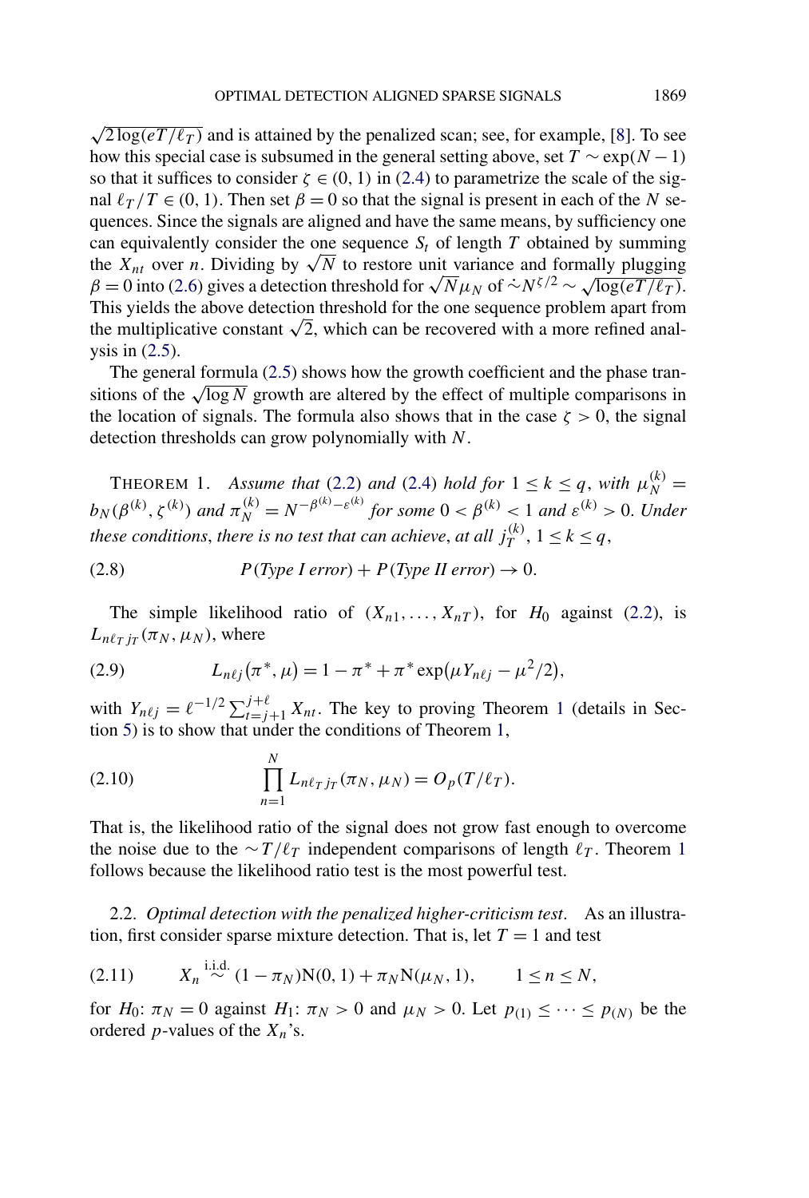$\sqrt{2\log(eT/\ell_T)}$ and is attained by the penalized scan; see, for example, [8]. To see how this special case is subsumed in the general setting above, set $T \sim \exp(N-1)$ so that it suffices to consider $\zeta \in (0,1)$ in (2.4) to parametrize the scale of the signal $\ell_T/T \in (0,1)$. Then set $\beta = 0$ so that the signal is present in each of the $N$ sequences. Since the signals are aligned and have the same means, by sufficiency one can equivalently consider the one sequence $S_t$ of length $T$ obtained by summing the $X_{nt}$ over $n$. Dividing by $\sqrt{N}$ to restore unit variance and formally plugging $\beta = 0$ into (2.6) gives a detection threshold for $\sqrt{N}\mu_N$ of $\dot{\sim} N^{\zeta/2} \sim \sqrt{\log(eT/\ell_T)}$. This yields the above detection threshold for the one sequence problem apart from the multiplicative constant $\sqrt{2}$, which can be recovered with a more refined analysis in (2.5).

The general formula (2.5) shows how the growth coefficient and the phase transitions of the $\sqrt{\log N}$ growth are altered by the effect of multiple comparisons in the location of signals. The formula also shows that in the case $\zeta > 0$, the signal detection thresholds can grow polynomially with $N$.

THEOREM 1. *Assume that* (2.2) *and* (2.4) *hold for* $1 \le k \le q$, *with* $\mu_N^{(k)} = b_N(\beta^{(k)}, \zeta^{(k)})$ *and* $\pi_N^{(k)} = N^{-\beta^{(k)}-\varepsilon^{(k)}}$ *for some* $0 < \beta^{(k)} < 1$ *and* $\varepsilon^{(k)} > 0$. *Under these conditions, there is no test that can achieve, at all* $j_T^{(k)}$, $1 \le k \le q$,

$$P(\textit{Type I error}) + P(\textit{Type II error}) \to 0. \tag{2.8}$$

The simple likelihood ratio of $(X_{n1}, \dots, X_{nT})$, for $H_0$ against (2.2), is $L_{n\ell_T j_T}(\pi_N, \mu_N)$, where

$$L_{n\ell j}(\pi^*, \mu) = 1 - \pi^* + \pi^* \exp(\mu Y_{n\ell j} - \mu^2/2), \tag{2.9}$$

with $Y_{n\ell j} = \ell^{-1/2} \sum_{t=j+1}^{j+\ell} X_{nt}$. The key to proving Theorem 1 (details in Section 5) is to show that under the conditions of Theorem 1,

$$\prod_{n=1}^{N} L_{n\ell_T j_T}(\pi_N, \mu_N) = O_p(T/\ell_T). \tag{2.10}$$

That is, the likelihood ratio of the signal does not grow fast enough to overcome the noise due to the $\sim T/\ell_T$ independent comparisons of length $\ell_T$. Theorem 1 follows because the likelihood ratio test is the most powerful test.

### 2.2. *Optimal detection with the penalized higher-criticism test*

As an illustration, first consider sparse mixture detection. That is, let $T = 1$ and test

$$X_n \overset{\text{i.i.d.}}{\sim} (1 - \pi_N)\mathrm{N}(0,1) + \pi_N \mathrm{N}(\mu_N, 1), \qquad 1 \le n \le N, \tag{2.11}$$

for $H_0$: $\pi_N = 0$ against $H_1$: $\pi_N > 0$ and $\mu_N > 0$. Let $p_{(1)} \le \cdots \le p_{(N)}$ be the ordered $p$-values of the $X_n$'s.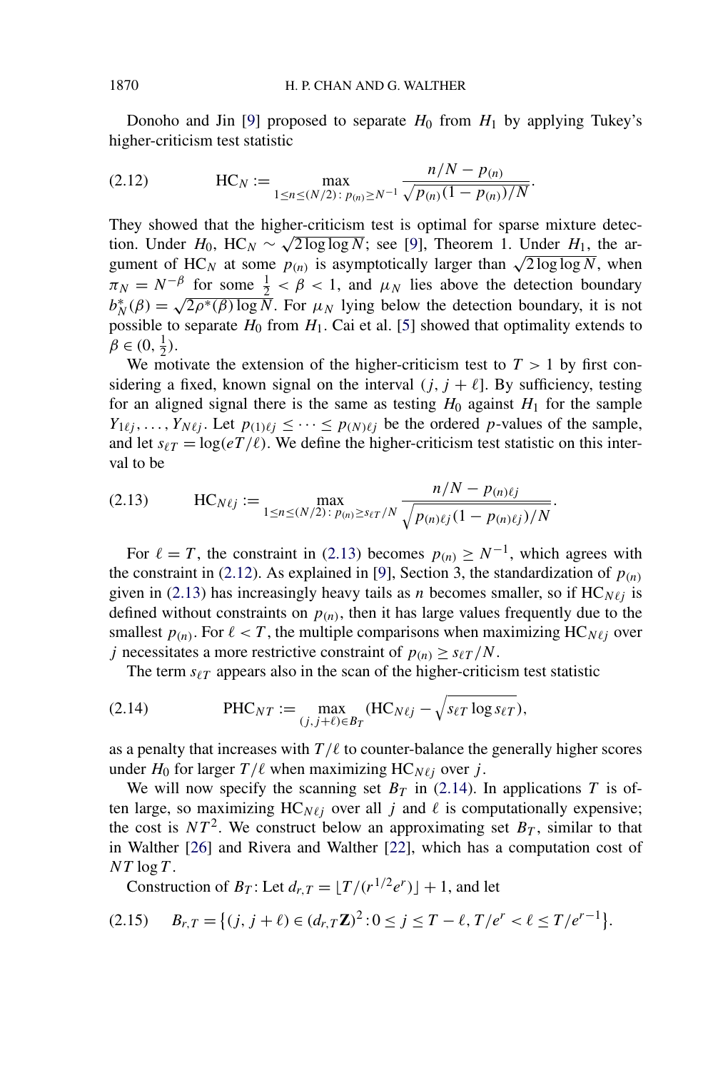Donoho and Jin [9] proposed to separate $H_0$ from $H_1$ by applying Tukey's higher-criticism test statistic

$$\mathrm{HC}_N := \max_{1 \le n \le (N/2):\, p_{(n)} \ge N^{-1}} \frac{n/N - p_{(n)}}{\sqrt{p_{(n)}(1-p_{(n)})/N}}. \tag{2.12}$$

They showed that the higher-criticism test is optimal for sparse mixture detection. Under $H_0$, $\mathrm{HC}_N \sim \sqrt{2 \log\log N}$; see [9], Theorem 1. Under $H_1$, the argument of $\mathrm{HC}_N$ at some $p_{(n)}$ is asymptotically larger than $\sqrt{2\log\log N}$, when $\pi_N = N^{-\beta}$ for some $\frac{1}{2} < \beta < 1$, and $\mu_N$ lies above the detection boundary $b_N^*(\beta) = \sqrt{2\rho^*(\beta)\log N}$. For $\mu_N$ lying below the detection boundary, it is not possible to separate $H_0$ from $H_1$. Cai et al. [5] showed that optimality extends to $\beta \in (0, \frac{1}{2})$.

We motivate the extension of the higher-criticism test to $T > 1$ by first considering a fixed, known signal on the interval $(j, j+\ell]$. By sufficiency, testing for an aligned signal there is the same as testing $H_0$ against $H_1$ for the sample $Y_{1\ell j}, \dots, Y_{N\ell j}$. Let $p_{(1)\ell j} \le \cdots \le p_{(N)\ell j}$ be the ordered $p$-values of the sample, and let $s_{\ell T} = \log(eT/\ell)$. We define the higher-criticism test statistic on this interval to be

$$\mathrm{HC}_{N\ell j} := \max_{1 \le n \le (N/2):\, p_{(n)} \ge s_{\ell T}/N} \frac{n/N - p_{(n)\ell j}}{\sqrt{p_{(n)\ell j}(1-p_{(n)\ell j})/N}}. \tag{2.13}$$

For $\ell = T$, the constraint in (2.13) becomes $p_{(n)} \ge N^{-1}$, which agrees with the constraint in (2.12). As explained in [9], Section 3, the standardization of $p_{(n)}$ given in (2.13) has increasingly heavy tails as $n$ becomes smaller, so if $\mathrm{HC}_{N\ell j}$ is defined without constraints on $p_{(n)}$, then it has large values frequently due to the smallest $p_{(n)}$. For $\ell < T$, the multiple comparisons when maximizing $\mathrm{HC}_{N\ell j}$ over $j$ necessitates a more restrictive constraint of $p_{(n)} \ge s_{\ell T}/N$.

The term $s_{\ell T}$ appears also in the scan of the higher-criticism test statistic

$$\mathrm{PHC}_{NT} := \max_{(j,j+\ell) \in B_T} \left(\mathrm{HC}_{N\ell j} - \sqrt{s_{\ell T} \log s_{\ell T}}\right), \tag{2.14}$$

as a penalty that increases with $T/\ell$ to counter-balance the generally higher scores under $H_0$ for larger $T/\ell$ when maximizing $\mathrm{HC}_{N\ell j}$ over $j$.

We will now specify the scanning set $B_T$ in (2.14). In applications $T$ is often large, so maximizing $\mathrm{HC}_{N\ell j}$ over all $j$ and $\ell$ is computationally expensive; the cost is $NT^2$. We construct below an approximating set $B_T$, similar to that in Walther [26] and Rivera and Walther [22], which has a computation cost of $NT \log T$.

Construction of $B_T$: Let $d_{r,T} = \lfloor T/(r^{1/2}e^r) \rfloor + 1$, and let

$$B_{r,T} = \left\{(j, j+\ell) \in (d_{r,T}\mathbf{Z})^2 : 0 \le j \le T-\ell,\, T/e^r < \ell \le T/e^{r-1}\right\}. \tag{2.15}$$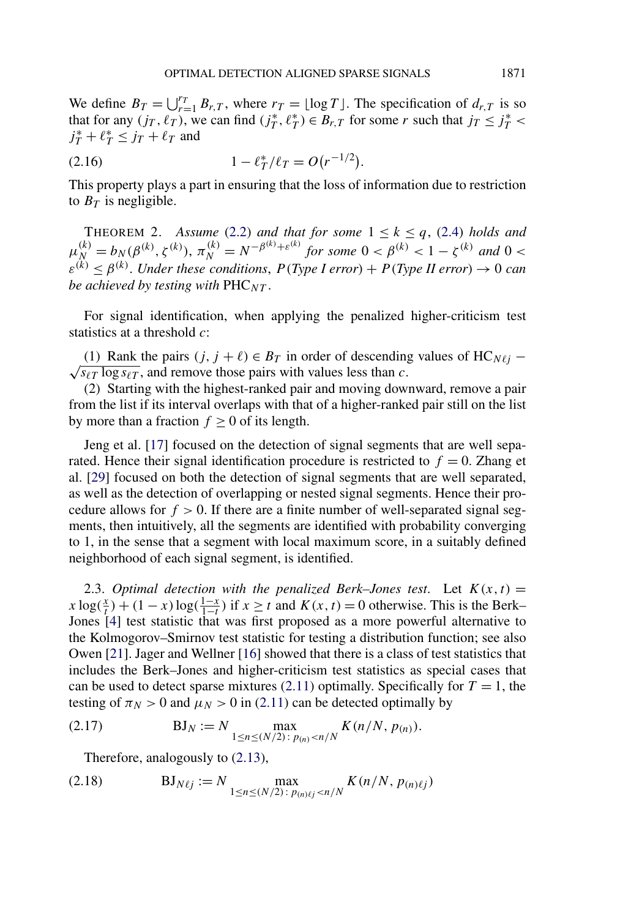We define $B_T = \bigcup_{r=1}^{r_T} B_{r,T}$, where $r_T = \lfloor \log T \rfloor$. The specification of $d_{r,T}$ is so that for any $(j_T, \ell_T)$, we can find $(j_T^*, \ell_T^*) \in B_{r,T}$ for some $r$ such that $j_T \leq j_T^* < j_T^* + \ell_T^* \leq j_T + \ell_T$ and

$$1 - \ell_T^*/\ell_T = O(r^{-1/2}). \tag{2.16}$$

This property plays a part in ensuring that the loss of information due to restriction to $B_T$ is negligible.

THEOREM 2. *Assume* (2.2) *and that for some* $1 \leq k \leq q$, (2.4) *holds and* $\mu_N^{(k)} = b_N(\beta^{(k)}, \zeta^{(k)})$, $\pi_N^{(k)} = N^{-\beta^{(k)}+\varepsilon^{(k)}}$ *for some* $0 < \beta^{(k)} < 1 - \zeta^{(k)}$ *and* $0 < \varepsilon^{(k)} \leq \beta^{(k)}$. *Under these conditions*, $P$(*Type I error*) + $P$(*Type II error*) $\to 0$ *can be achieved by testing with* $\mathrm{PHC}_{NT}$.

For signal identification, when applying the penalized higher-criticism test statistics at a threshold $c$:

(1) Rank the pairs $(j, j+\ell) \in B_T$ in order of descending values of $\mathrm{HC}_{N\ell j} - \sqrt{s_{\ell T} \log s_{\ell T}}$, and remove those pairs with values less than $c$.

(2) Starting with the highest-ranked pair and moving downward, remove a pair from the list if its interval overlaps with that of a higher-ranked pair still on the list by more than a fraction $f \geq 0$ of its length.

Jeng et al. [17] focused on the detection of signal segments that are well separated. Hence their signal identification procedure is restricted to $f = 0$. Zhang et al. [29] focused on both the detection of signal segments that are well separated, as well as the detection of overlapping or nested signal segments. Hence their procedure allows for $f > 0$. If there are a finite number of well-separated signal segments, then intuitively, all the segments are identified with probability converging to 1, in the sense that a segment with local maximum score, in a suitably defined neighborhood of each signal segment, is identified.

2.3. *Optimal detection with the penalized Berk–Jones test*. Let $K(x, t) = x \log(\frac{x}{t}) + (1-x)\log(\frac{1-x}{1-t})$ if $x \geq t$ and $K(x, t) = 0$ otherwise. This is the Berk–Jones [4] test statistic that was first proposed as a more powerful alternative to the Kolmogorov–Smirnov test statistic for testing a distribution function; see also Owen [21]. Jager and Wellner [16] showed that there is a class of test statistics that includes the Berk–Jones and higher-criticism test statistics as special cases that can be used to detect sparse mixtures (2.11) optimally. Specifically for $T = 1$, the testing of $\pi_N > 0$ and $\mu_N > 0$ in (2.11) can be detected optimally by

$$\mathrm{BJ}_N := N \max_{1 \leq n \leq (N/2)\,:\, p_{(n)} < n/N} K(n/N, p_{(n)}). \tag{2.17}$$

Therefore, analogously to (2.13),

$$\mathrm{BJ}_{N\ell j} := N \max_{1 \leq n \leq (N/2)\,:\, p_{(n)\ell j} < n/N} K(n/N, p_{(n)\ell j}) \tag{2.18}$$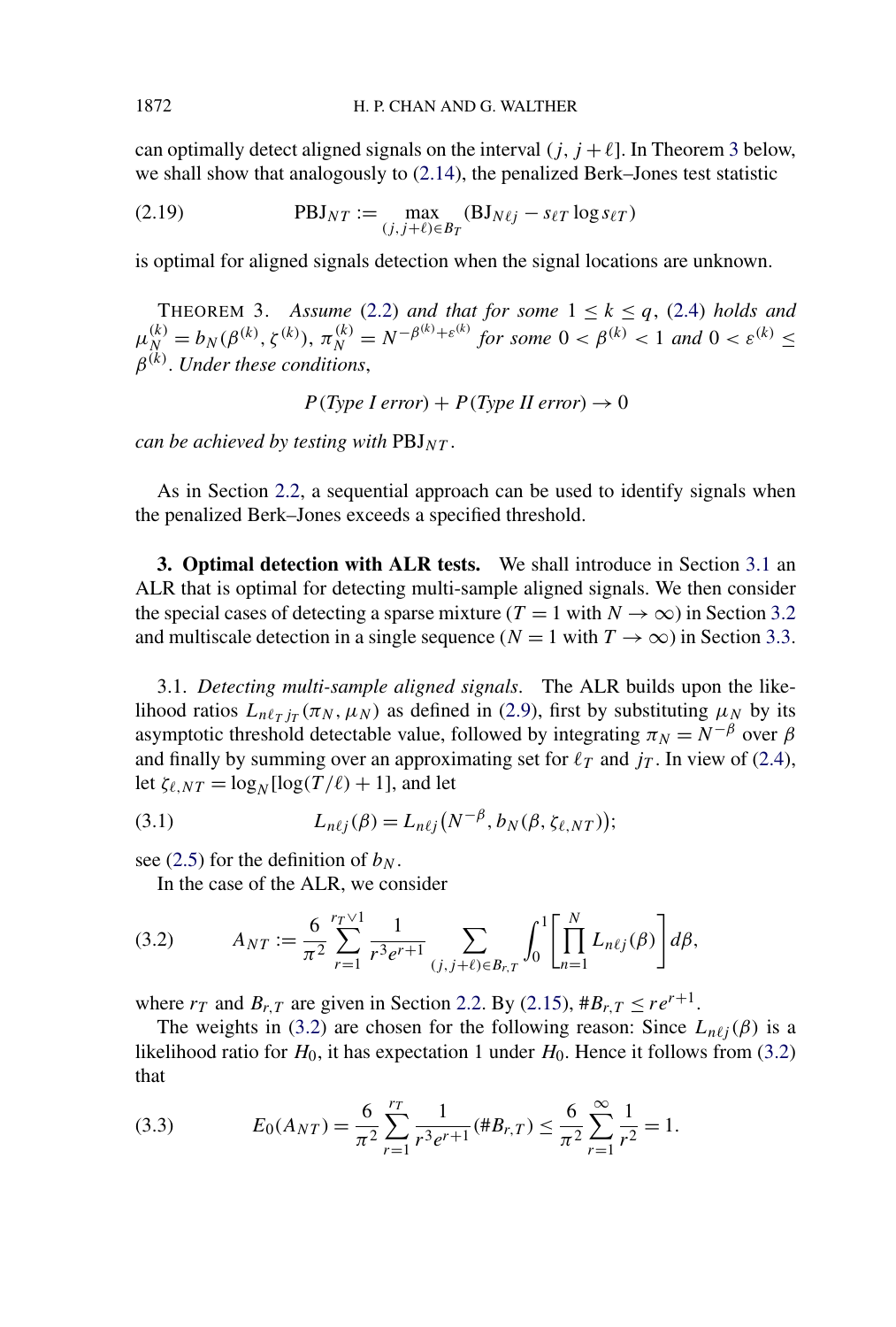can optimally detect aligned signals on the interval $(j, j+\ell]$. In Theorem 3 below, we shall show that analogously to (2.14), the penalized Berk–Jones test statistic

$$\text{PBJ}_{NT} := \max_{(j,j+\ell)\in B_T} (\text{BJ}_{N\ell j} - s_{\ell T} \log s_{\ell T}) \tag{2.19}$$

is optimal for aligned signals detection when the signal locations are unknown.

THEOREM 3. *Assume* (2.2) *and that for some* $1 \le k \le q$, (2.4) *holds and* $\mu_N^{(k)} = b_N(\beta^{(k)}, \zeta^{(k)})$, $\pi_N^{(k)} = N^{-\beta^{(k)}+\varepsilon^{(k)}}$ *for some* $0 < \beta^{(k)} < 1$ *and* $0 < \varepsilon^{(k)} \le \beta^{(k)}$. *Under these conditions*,

$$P(\textit{Type I error}) + P(\textit{Type II error}) \to 0$$

*can be achieved by testing with* $\text{PBJ}_{NT}$.

As in Section 2.2, a sequential approach can be used to identify signals when the penalized Berk–Jones exceeds a specified threshold.

**3. Optimal detection with ALR tests.** We shall introduce in Section 3.1 an ALR that is optimal for detecting multi-sample aligned signals. We then consider the special cases of detecting a sparse mixture ($T = 1$ with $N \to \infty$) in Section 3.2 and multiscale detection in a single sequence ($N = 1$ with $T \to \infty$) in Section 3.3.

3.1. *Detecting multi-sample aligned signals*. The ALR builds upon the likelihood ratios $L_{n\ell_T j_T}(\pi_N, \mu_N)$ as defined in (2.9), first by substituting $\mu_N$ by its asymptotic threshold detectable value, followed by integrating $\pi_N = N^{-\beta}$ over $\beta$ and finally by summing over an approximating set for $\ell_T$ and $j_T$. In view of (2.4), let $\zeta_{\ell,NT} = \log_N[\log(T/\ell) + 1]$, and let

$$L_{n\ell j}(\beta) = L_{n\ell j}\big(N^{-\beta}, b_N(\beta, \zeta_{\ell,NT})\big); \tag{3.1}$$

see (2.5) for the definition of $b_N$.

In the case of the ALR, we consider

$$A_{NT} := \frac{6}{\pi^2} \sum_{r=1}^{r_T \vee 1} \frac{1}{r^3 e^{r+1}} \sum_{(j,j+\ell)\in B_{r,T}} \int_0^1 \left[\prod_{n=1}^N L_{n\ell j}(\beta)\right] d\beta, \tag{3.2}$$

where $r_T$ and $B_{r,T}$ are given in Section 2.2. By (2.15), $\#B_{r,T} \le re^{r+1}$.

The weights in (3.2) are chosen for the following reason: Since $L_{n\ell j}(\beta)$ is a likelihood ratio for $H_0$, it has expectation 1 under $H_0$. Hence it follows from (3.2) that

$$E_0(A_{NT}) = \frac{6}{\pi^2} \sum_{r=1}^{r_T} \frac{1}{r^3 e^{r+1}} (\#B_{r,T}) \le \frac{6}{\pi^2} \sum_{r=1}^{\infty} \frac{1}{r^2} = 1. \tag{3.3}$$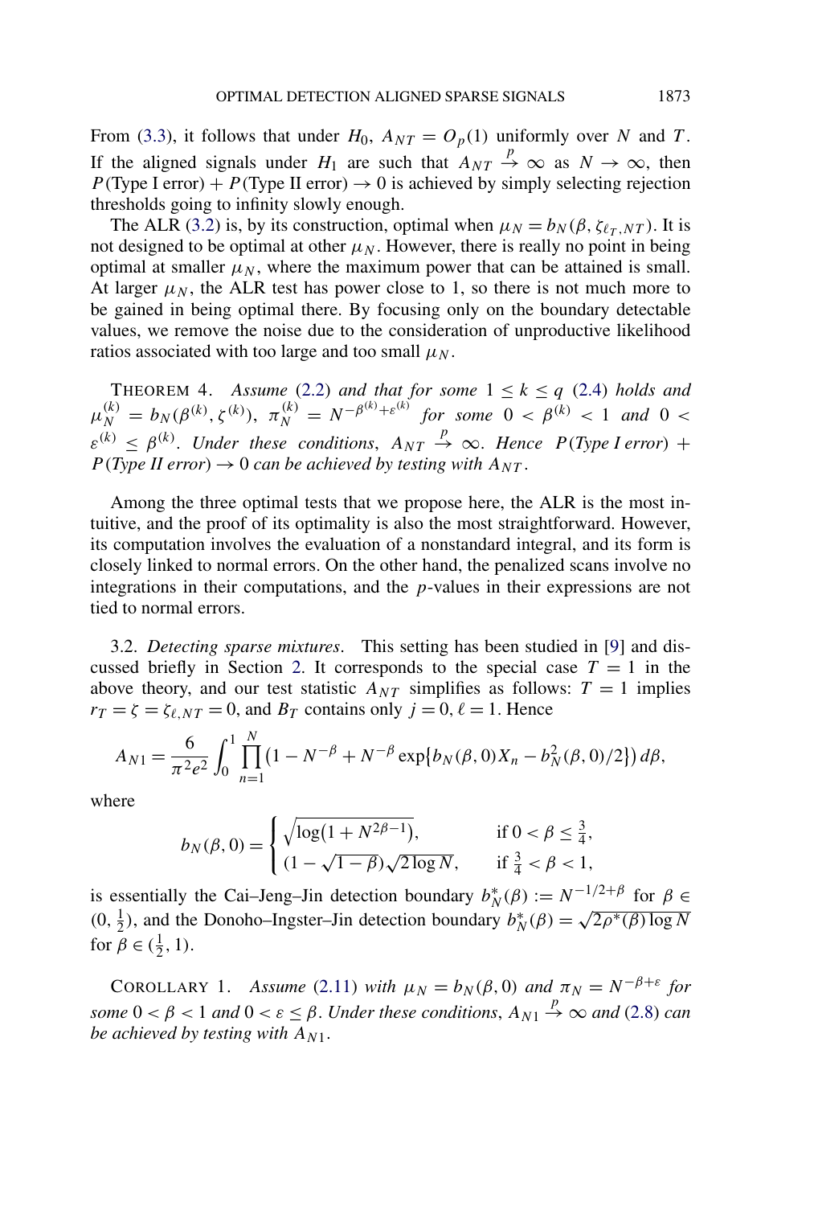From (3.3), it follows that under $H_0$, $A_{NT} = O_p(1)$ uniformly over $N$ and $T$. If the aligned signals under $H_1$ are such that $A_{NT} \xrightarrow{p} \infty$ as $N \to \infty$, then $P(\text{Type I error}) + P(\text{Type II error}) \to 0$ is achieved by simply selecting rejection thresholds going to infinity slowly enough.

The ALR (3.2) is, by its construction, optimal when $\mu_N = b_N(\beta, \zeta_{\ell_T,NT})$. It is not designed to be optimal at other $\mu_N$. However, there is really no point in being optimal at smaller $\mu_N$, where the maximum power that can be attained is small. At larger $\mu_N$, the ALR test has power close to 1, so there is not much more to be gained in being optimal there. By focusing only on the boundary detectable values, we remove the noise due to the consideration of unproductive likelihood ratios associated with too large and too small $\mu_N$.

THEOREM 4. *Assume* (2.2) *and that for some* $1 \le k \le q$ (2.4) *holds and* $\mu_N^{(k)} = b_N(\beta^{(k)}, \zeta^{(k)})$, $\pi_N^{(k)} = N^{-\beta^{(k)}+\varepsilon^{(k)}}$ *for some* $0 < \beta^{(k)} < 1$ *and* $0 < \varepsilon^{(k)} \le \beta^{(k)}$. *Under these conditions*, $A_{NT} \xrightarrow{p} \infty$. *Hence* $P(\textit{Type I error}) + P(\textit{Type II error}) \to 0$ *can be achieved by testing with* $A_{NT}$.

Among the three optimal tests that we propose here, the ALR is the most intuitive, and the proof of its optimality is also the most straightforward. However, its computation involves the evaluation of a nonstandard integral, and its form is closely linked to normal errors. On the other hand, the penalized scans involve no integrations in their computations, and the $p$-values in their expressions are not tied to normal errors.

3.2. *Detecting sparse mixtures*. This setting has been studied in [9] and discussed briefly in Section 2. It corresponds to the special case $T = 1$ in the above theory, and our test statistic $A_{NT}$ simplifies as follows: $T = 1$ implies $r_T = \zeta = \zeta_{\ell,NT} = 0$, and $B_T$ contains only $j = 0, \ell = 1$. Hence

$$A_{N1} = \frac{6}{\pi^2 e^2} \int_0^1 \prod_{n=1}^{N} \bigl(1 - N^{-\beta} + N^{-\beta} \exp\{b_N(\beta, 0) X_n - b_N^2(\beta, 0)/2\}\bigr)\, d\beta,$$

where

$$b_N(\beta, 0) = \begin{cases} \sqrt{\log(1 + N^{2\beta - 1})}, & \text{if } 0 < \beta \le \frac{3}{4}, \\ (1 - \sqrt{1 - \beta})\sqrt{2 \log N}, & \text{if } \frac{3}{4} < \beta < 1, \end{cases}$$

is essentially the Cai–Jeng–Jin detection boundary $b_N^*(\beta) := N^{-1/2+\beta}$ for $\beta \in (0, \frac{1}{2})$, and the Donoho–Ingster–Jin detection boundary $b_N^*(\beta) = \sqrt{2\rho^*(\beta) \log N}$ for $\beta \in (\frac{1}{2}, 1)$.

COROLLARY 1. *Assume* (2.11) *with* $\mu_N = b_N(\beta, 0)$ *and* $\pi_N = N^{-\beta+\varepsilon}$ *for some* $0 < \beta < 1$ *and* $0 < \varepsilon \le \beta$. *Under these conditions*, $A_{N1} \xrightarrow{p} \infty$ *and* (2.8) *can be achieved by testing with* $A_{N1}$.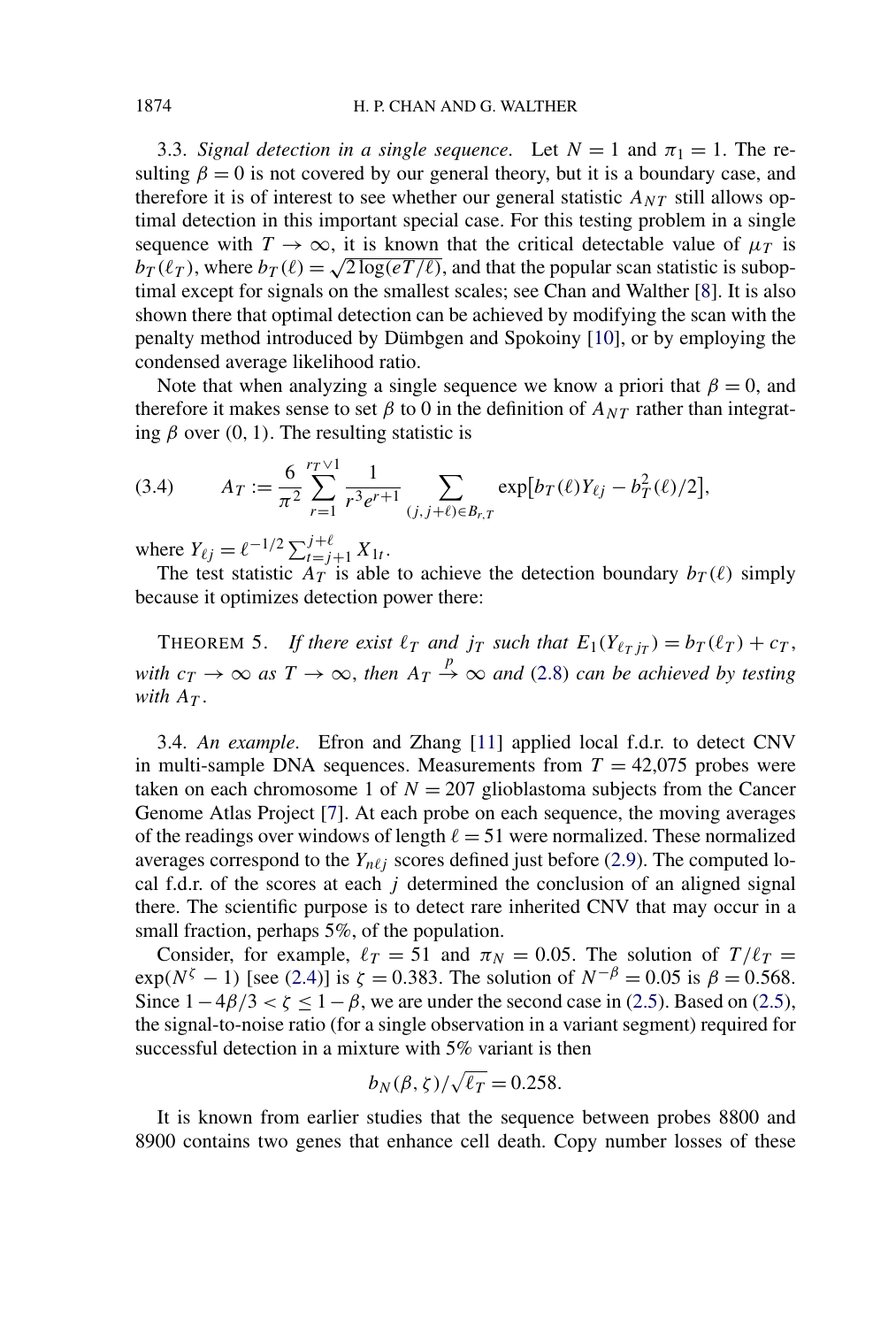3.3. *Signal detection in a single sequence*. Let $N = 1$ and $\pi_1 = 1$. The resulting $\beta = 0$ is not covered by our general theory, but it is a boundary case, and therefore it is of interest to see whether our general statistic $A_{NT}$ still allows optimal detection in this important special case. For this testing problem in a single sequence with $T \to \infty$, it is known that the critical detectable value of $\mu_T$ is $b_T(\ell_T)$, where $b_T(\ell) = \sqrt{2\log(eT/\ell)}$, and that the popular scan statistic is suboptimal except for signals on the smallest scales; see Chan and Walther [8]. It is also shown there that optimal detection can be achieved by modifying the scan with the penalty method introduced by Dümbgen and Spokoiny [10], or by employing the condensed average likelihood ratio.

Note that when analyzing a single sequence we know a priori that $\beta = 0$, and therefore it makes sense to set $\beta$ to 0 in the definition of $A_{NT}$ rather than integrating $\beta$ over (0, 1). The resulting statistic is

$$A_T := \frac{6}{\pi^2} \sum_{r=1}^{r_T \vee 1} \frac{1}{r^3 e^{r+1}} \sum_{(j,j+\ell) \in B_{r,T}} \exp\left[b_T(\ell) Y_{\ell j} - b_T^2(\ell)/2\right], \tag{3.4}$$

where $Y_{\ell j} = \ell^{-1/2} \sum_{t=j+1}^{j+\ell} X_{1t}$.

The test statistic $A_T$ is able to achieve the detection boundary $b_T(\ell)$ simply because it optimizes detection power there:

THEOREM 5. *If there exist $\ell_T$ and $j_T$ such that $E_1(Y_{\ell_T j_T}) = b_T(\ell_T) + c_T$, with $c_T \to \infty$ as $T \to \infty$, then $A_T \xrightarrow{p} \infty$ and (2.8) can be achieved by testing with $A_T$.*

3.4. *An example*. Efron and Zhang [11] applied local f.d.r. to detect CNV in multi-sample DNA sequences. Measurements from $T = 42{,}075$ probes were taken on each chromosome 1 of $N = 207$ glioblastoma subjects from the Cancer Genome Atlas Project [7]. At each probe on each sequence, the moving averages of the readings over windows of length $\ell = 51$ were normalized. These normalized averages correspond to the $Y_{n\ell j}$ scores defined just before (2.9). The computed local f.d.r. of the scores at each $j$ determined the conclusion of an aligned signal there. The scientific purpose is to detect rare inherited CNV that may occur in a small fraction, perhaps 5%, of the population.

Consider, for example, $\ell_T = 51$ and $\pi_N = 0.05$. The solution of $T/\ell_T = \exp(N^\zeta - 1)$ [see (2.4)] is $\zeta = 0.383$. The solution of $N^{-\beta} = 0.05$ is $\beta = 0.568$. Since $1 - 4\beta/3 < \zeta \leq 1 - \beta$, we are under the second case in (2.5). Based on (2.5), the signal-to-noise ratio (for a single observation in a variant segment) required for successful detection in a mixture with 5% variant is then

$$b_N(\beta, \zeta)/\sqrt{\ell_T} = 0.258.$$

It is known from earlier studies that the sequence between probes 8800 and 8900 contains two genes that enhance cell death. Copy number losses of these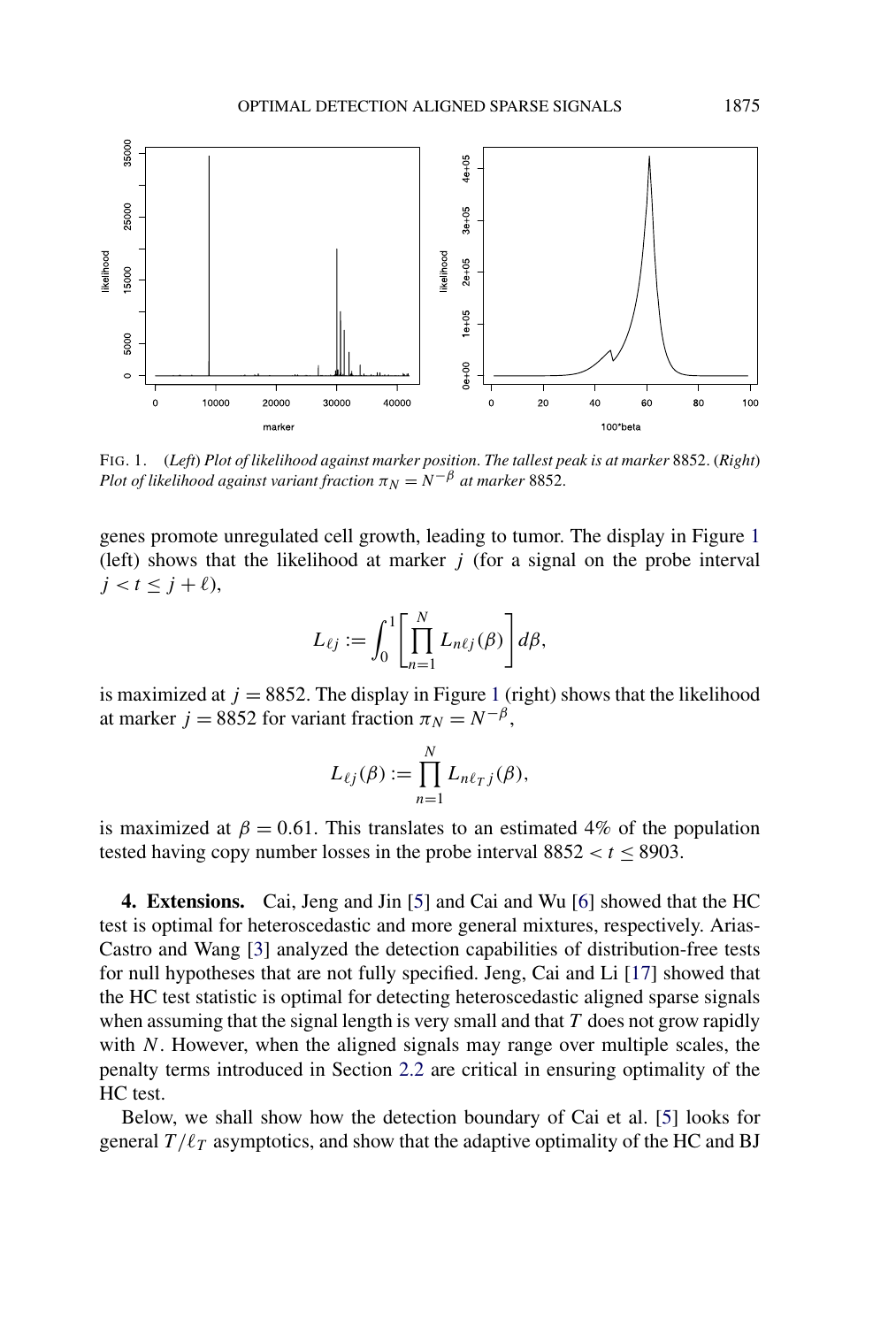FIG. 1. (*Left*) *Plot of likelihood against marker position*. *The tallest peak is at marker* 8852. (*Right*) *Plot of likelihood against variant fraction* $\pi_N = N^{-\beta}$ *at marker* 8852.

genes promote unregulated cell growth, leading to tumor. The display in Figure 1 (left) shows that the likelihood at marker $j$ (for a signal on the probe interval $j < t \leq j + \ell$),

$$L_{\ell j} := \int_0^1 \left[ \prod_{n=1}^{N} L_{n\ell j}(\beta) \right] d\beta,$$

is maximized at $j = 8852$. The display in Figure 1 (right) shows that the likelihood at marker $j = 8852$ for variant fraction $\pi_N = N^{-\beta}$,

$$L_{\ell j}(\beta) := \prod_{n=1}^{N} L_{n\ell_T j}(\beta),$$

is maximized at $\beta = 0.61$. This translates to an estimated 4% of the population tested having copy number losses in the probe interval $8852 < t \leq 8903$.

**4. Extensions.** Cai, Jeng and Jin [5] and Cai and Wu [6] showed that the HC test is optimal for heteroscedastic and more general mixtures, respectively. Arias-Castro and Wang [3] analyzed the detection capabilities of distribution-free tests for null hypotheses that are not fully specified. Jeng, Cai and Li [17] showed that the HC test statistic is optimal for detecting heteroscedastic aligned sparse signals when assuming that the signal length is very small and that $T$ does not grow rapidly with $N$. However, when the aligned signals may range over multiple scales, the penalty terms introduced in Section 2.2 are critical in ensuring optimality of the HC test.

Below, we shall show how the detection boundary of Cai et al. [5] looks for general $T/\ell_T$ asymptotics, and show that the adaptive optimality of the HC and BJ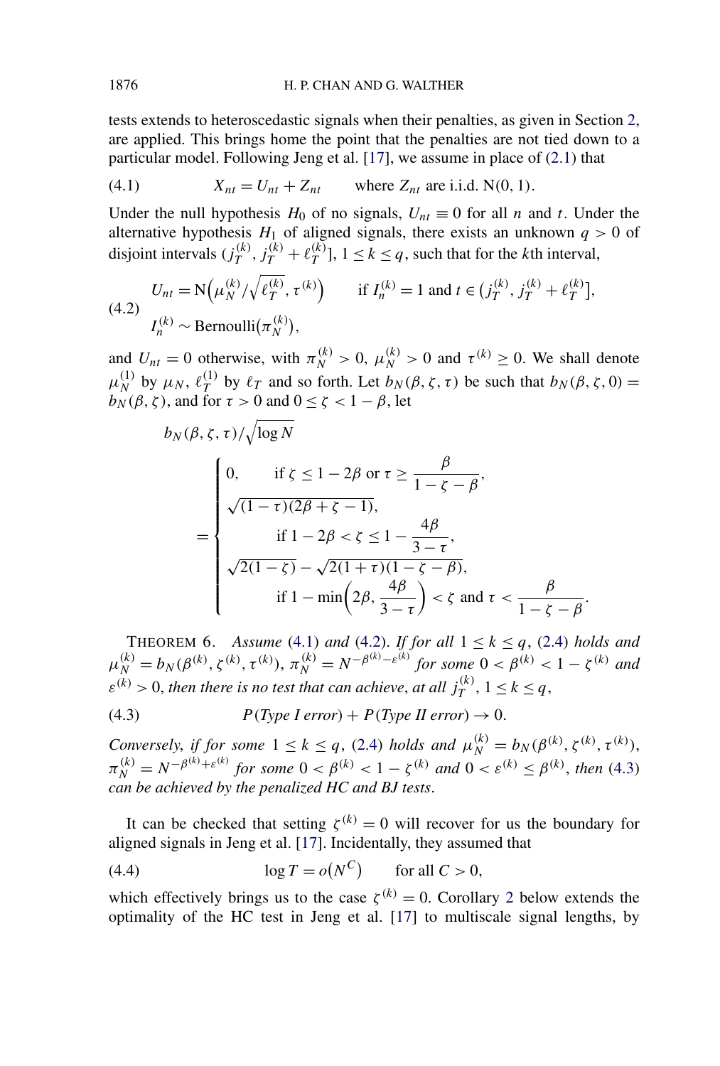tests extends to heteroscedastic signals when their penalties, as given in Section 2, are applied. This brings home the point that the penalties are not tied down to a particular model. Following Jeng et al. [17], we assume in place of (2.1) that

$$X_{nt} = U_{nt} + Z_{nt} \qquad \text{where } Z_{nt} \text{ are i.i.d. N(0, 1).} \tag{4.1}$$

Under the null hypothesis $H_0$ of no signals, $U_{nt} \equiv 0$ for all $n$ and $t$. Under the alternative hypothesis $H_1$ of aligned signals, there exists an unknown $q > 0$ of disjoint intervals $(j_T^{(k)}, j_T^{(k)} + \ell_T^{(k)}]$, $1 \le k \le q$, such that for the $k$th interval,

$$\begin{aligned} &U_{nt} = \mathrm{N}\Big(\mu_N^{(k)}/\sqrt{\ell_T^{(k)}}, \tau^{(k)}\Big) \qquad \text{if } I_n^{(k)} = 1 \text{ and } t \in (j_T^{(k)}, j_T^{(k)} + \ell_T^{(k)}], \\ &I_n^{(k)} \sim \mathrm{Bernoulli}(\pi_N^{(k)}), \end{aligned} \tag{4.2}$$

and $U_{nt} = 0$ otherwise, with $\pi_N^{(k)} > 0$, $\mu_N^{(k)} > 0$ and $\tau^{(k)} \ge 0$. We shall denote $\mu_N^{(1)}$ by $\mu_N$, $\ell_T^{(1)}$ by $\ell_T$ and so forth. Let $b_N(\beta, \zeta, \tau)$ be such that $b_N(\beta, \zeta, 0) = b_N(\beta, \zeta)$, and for $\tau > 0$ and $0 \le \zeta < 1 - \beta$, let

$$b_N(\beta, \zeta, \tau)/\sqrt{\log N}$$
$$= \begin{cases} 0, & \text{if } \zeta \le 1 - 2\beta \text{ or } \tau \ge \dfrac{\beta}{1 - \zeta - \beta}, \\ \sqrt{(1-\tau)(2\beta + \zeta - 1)}, & \text{if } 1 - 2\beta < \zeta \le 1 - \dfrac{4\beta}{3 - \tau}, \\ \sqrt{2(1-\zeta)} - \sqrt{2(1+\tau)(1 - \zeta - \beta)}, & \text{if } 1 - \min\Big(2\beta, \dfrac{4\beta}{3-\tau}\Big) < \zeta \text{ and } \tau < \dfrac{\beta}{1 - \zeta - \beta}. \end{cases}$$

THEOREM 6. *Assume* (4.1) *and* (4.2). *If for all* $1 \le k \le q$, (2.4) *holds and* $\mu_N^{(k)} = b_N(\beta^{(k)}, \zeta^{(k)}, \tau^{(k)})$, $\pi_N^{(k)} = N^{-\beta^{(k)} - \varepsilon^{(k)}}$ *for some* $0 < \beta^{(k)} < 1 - \zeta^{(k)}$ *and* $\varepsilon^{(k)} > 0$, *then there is no test that can achieve*, *at all* $j_T^{(k)}$, $1 \le k \le q$,

$$P(\textit{Type I error}) + P(\textit{Type II error}) \to 0. \tag{4.3}$$

*Conversely*, *if for some* $1 \le k \le q$, (2.4) *holds and* $\mu_N^{(k)} = b_N(\beta^{(k)}, \zeta^{(k)}, \tau^{(k)})$, $\pi_N^{(k)} = N^{-\beta^{(k)} + \varepsilon^{(k)}}$ *for some* $0 < \beta^{(k)} < 1 - \zeta^{(k)}$ *and* $0 < \varepsilon^{(k)} \le \beta^{(k)}$, *then* (4.3) *can be achieved by the penalized HC and BJ tests*.

It can be checked that setting $\zeta^{(k)} = 0$ will recover for us the boundary for aligned signals in Jeng et al. [17]. Incidentally, they assumed that

$$\log T = o(N^C) \qquad \text{for all } C > 0, \tag{4.4}$$

which effectively brings us to the case $\zeta^{(k)} = 0$. Corollary 2 below extends the optimality of the HC test in Jeng et al. [17] to multiscale signal lengths, by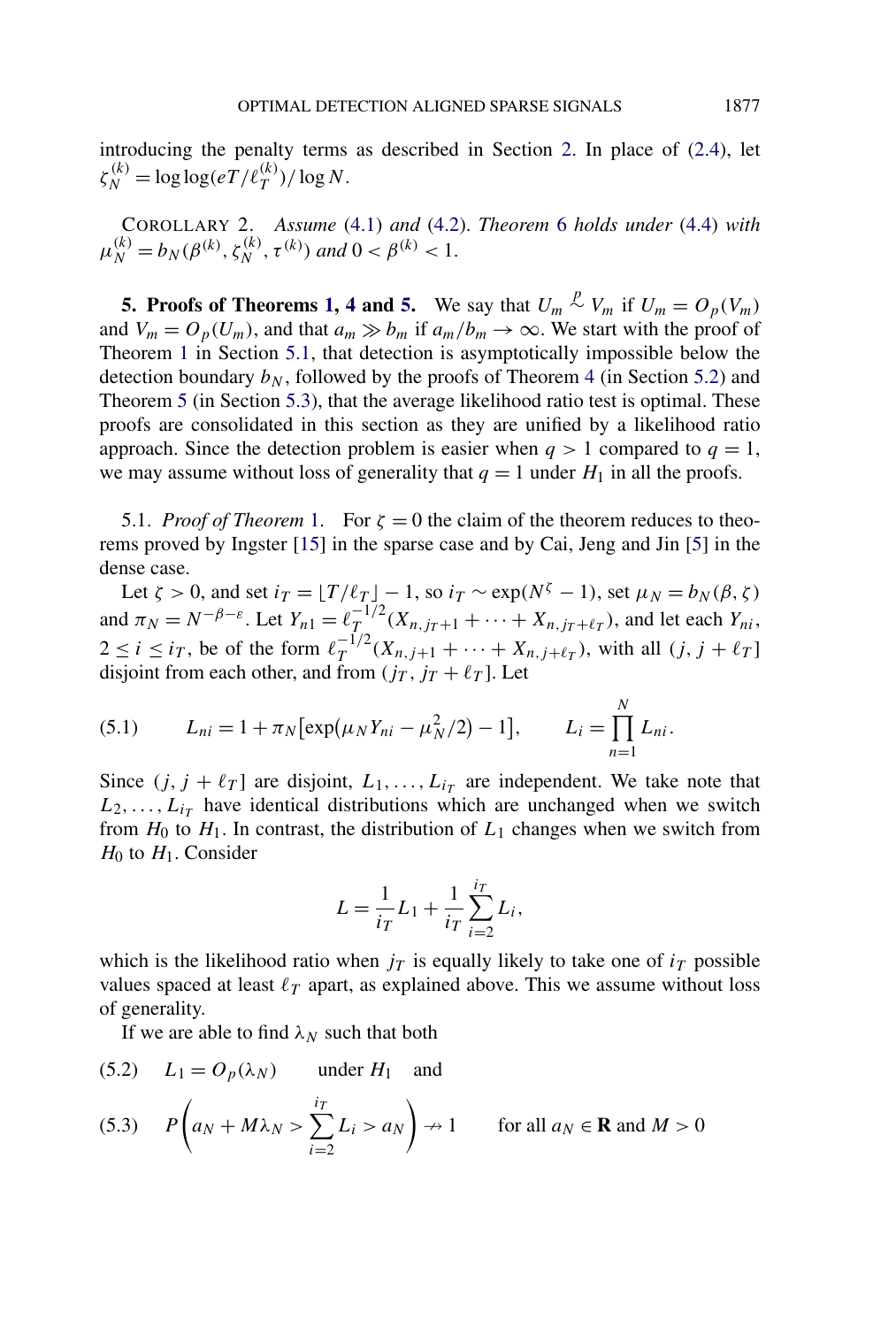introducing the penalty terms as described in Section 2. In place of (2.4), let $\zeta_N^{(k)} = \log\log(eT/\ell_T^{(k)})/\log N$.

COROLLARY 2. *Assume* (4.1) *and* (4.2). *Theorem* 6 *holds under* (4.4) *with* $\mu_N^{(k)} = b_N(\beta^{(k)}, \zeta_N^{(k)}, \tau^{(k)})$ *and* $0 < \beta^{(k)} < 1$.

## 5. Proofs of Theorems 1, 4 and 5.

We say that $U_m \stackrel{p}{\sim} V_m$ if $U_m = O_p(V_m)$ and $V_m = O_p(U_m)$, and that $a_m \gg b_m$ if $a_m/b_m \to \infty$. We start with the proof of Theorem 1 in Section 5.1, that detection is asymptotically impossible below the detection boundary $b_N$, followed by the proofs of Theorem 4 (in Section 5.2) and Theorem 5 (in Section 5.3), that the average likelihood ratio test is optimal. These proofs are consolidated in this section as they are unified by a likelihood ratio approach. Since the detection problem is easier when $q > 1$ compared to $q = 1$, we may assume without loss of generality that $q = 1$ under $H_1$ in all the proofs.

5.1. *Proof of Theorem* 1. For $\zeta = 0$ the claim of the theorem reduces to theorems proved by Ingster [15] in the sparse case and by Cai, Jeng and Jin [5] in the dense case.

Let $\zeta > 0$, and set $i_T = \lfloor T/\ell_T \rfloor - 1$, so $i_T \sim \exp(N^\zeta - 1)$, set $\mu_N = b_N(\beta, \zeta)$ and $\pi_N = N^{-\beta-\varepsilon}$. Let $Y_{n1} = \ell_T^{-1/2}(X_{n,j_T+1} + \cdots + X_{n,j_T+\ell_T})$, and let each $Y_{ni}$, $2 \le i \le i_T$, be of the form $\ell_T^{-1/2}(X_{n,j+1} + \cdots + X_{n,j+\ell_T})$, with all $(j, j+\ell_T]$ disjoint from each other, and from $(j_T, j_T + \ell_T]$. Let

$$
(5.1) \qquad L_{ni} = 1 + \pi_N\bigl[\exp\bigl(\mu_N Y_{ni} - \mu_N^2/2\bigr) - 1\bigr], \qquad L_i = \prod_{n=1}^{N} L_{ni}.
$$

Since $(j, j+\ell_T]$ are disjoint, $L_1, \ldots, L_{i_T}$ are independent. We take note that $L_2, \ldots, L_{i_T}$ have identical distributions which are unchanged when we switch from $H_0$ to $H_1$. In contrast, the distribution of $L_1$ changes when we switch from $H_0$ to $H_1$. Consider

$$
L = \frac{1}{i_T} L_1 + \frac{1}{i_T} \sum_{i=2}^{i_T} L_i,
$$

which is the likelihood ratio when $j_T$ is equally likely to take one of $i_T$ possible values spaced at least $\ell_T$ apart, as explained above. This we assume without loss of generality.

If we are able to find $\lambda_N$ such that both

$$
(5.2) \qquad L_1 = O_p(\lambda_N) \qquad \text{under } H_1 \quad \text{and}
$$

$$
(5.3) \qquad P\left(a_N + M\lambda_N > \sum_{i=2}^{i_T} L_i > a_N\right) \nrightarrow 1 \qquad \text{for all } a_N \in \mathbf{R} \text{ and } M > 0
$$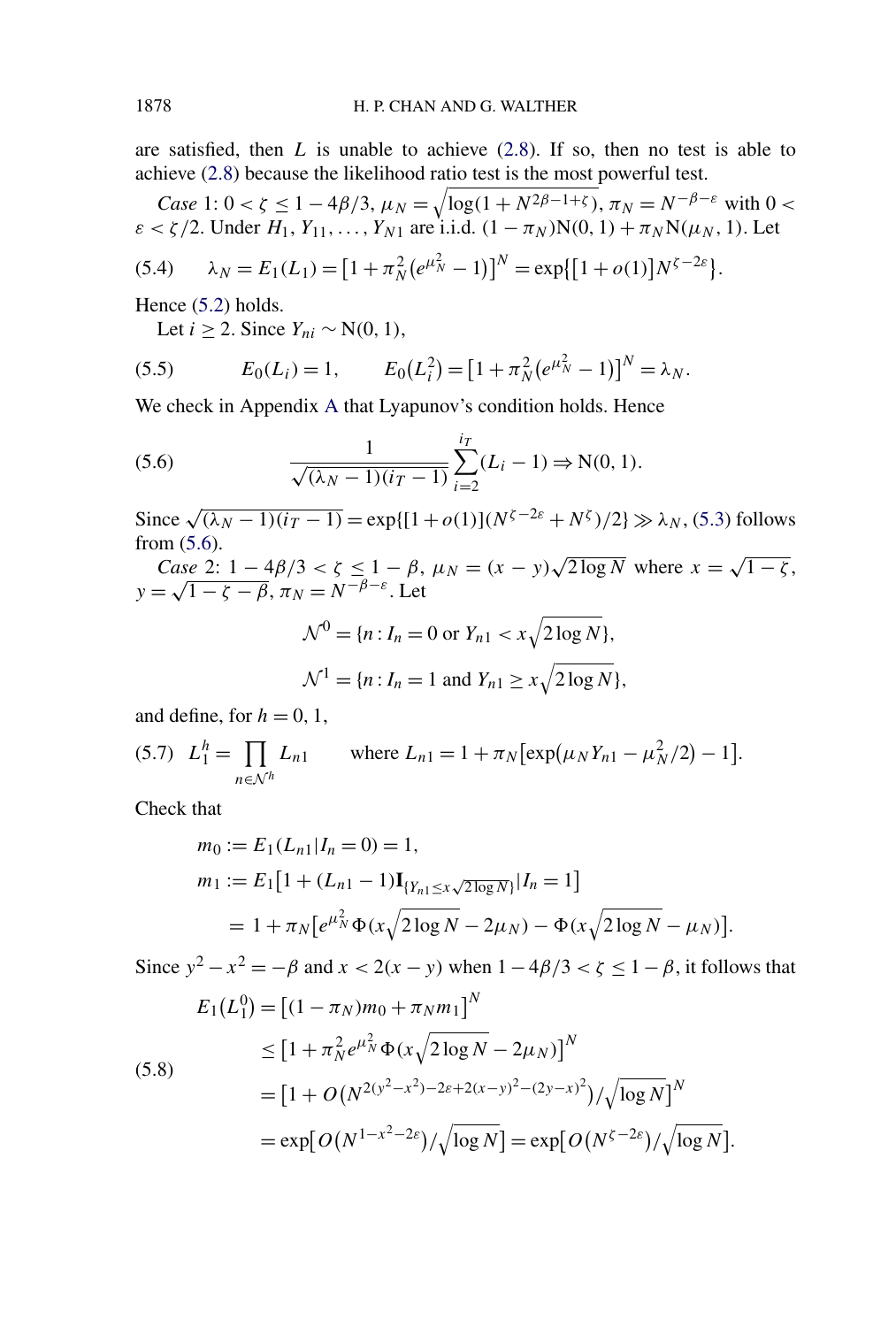are satisfied, then $L$ is unable to achieve (2.8). If so, then no test is able to achieve (2.8) because the likelihood ratio test is the most powerful test.

*Case* 1: $0 < \zeta \le 1 - 4\beta/3$, $\mu_N = \sqrt{\log(1 + N^{2\beta-1+\zeta})}$, $\pi_N = N^{-\beta-\varepsilon}$ with $0 < \varepsilon < \zeta/2$. Under $H_1$, $Y_{11}, \dots, Y_{N1}$ are i.i.d. $(1 - \pi_N)\mathrm{N}(0, 1) + \pi_N \mathrm{N}(\mu_N, 1)$. Let

$$\lambda_N = E_1(L_1) = \left[1 + \pi_N^2\left(e^{\mu_N^2} - 1\right)\right]^N = \exp\{[1 + o(1)]N^{\zeta-2\varepsilon}\}. \tag{5.4}$$

Hence (5.2) holds.

Let $i \ge 2$. Since $Y_{ni} \sim \mathrm{N}(0, 1)$,

$$E_0(L_i) = 1, \qquad E_0(L_i^2) = \left[1 + \pi_N^2\left(e^{\mu_N^2} - 1\right)\right]^N = \lambda_N. \tag{5.5}$$

We check in Appendix A that Lyapunov's condition holds. Hence

$$\frac{1}{\sqrt{(\lambda_N - 1)(i_T - 1)}} \sum_{i=2}^{i_T} (L_i - 1) \Rightarrow \mathrm{N}(0, 1). \tag{5.6}$$

Since $\sqrt{(\lambda_N - 1)(i_T - 1)} = \exp\{[1 + o(1)](N^{\zeta-2\varepsilon} + N^{\zeta})/2\} \gg \lambda_N$, (5.3) follows from (5.6).

*Case* 2: $1 - 4\beta/3 < \zeta \le 1 - \beta$, $\mu_N = (x - y)\sqrt{2\log N}$ where $x = \sqrt{1 - \zeta}$, $y = \sqrt{1 - \zeta - \beta}$, $\pi_N = N^{-\beta-\varepsilon}$. Let

$$\mathcal{N}^0 = \{n : I_n = 0 \text{ or } Y_{n1} < x\sqrt{2\log N}\},$$

$$\mathcal{N}^1 = \{n : I_n = 1 \text{ and } Y_{n1} \ge x\sqrt{2\log N}\},$$

and define, for $h = 0, 1$,

$$L_1^h = \prod_{n \in \mathcal{N}^h} L_{n1} \qquad \text{where } L_{n1} = 1 + \pi_N\left[\exp\left(\mu_N Y_{n1} - \mu_N^2/2\right) - 1\right]. \tag{5.7}$$

Check that

$$m_0 := E_1(L_{n1} | I_n = 0) = 1,$$

$$m_1 := E_1\left[1 + (L_{n1} - 1)\mathbf{I}_{\{Y_{n1} \le x\sqrt{2\log N}\}} | I_n = 1\right]$$

$$= 1 + \pi_N\left[e^{\mu_N^2}\Phi(x\sqrt{2\log N} - 2\mu_N) - \Phi(x\sqrt{2\log N} - \mu_N)\right].$$

Since $y^2 - x^2 = -\beta$ and $x < 2(x - y)$ when $1 - 4\beta/3 < \zeta \le 1 - \beta$, it follows that

$$\begin{aligned}
E_1(L_1^0) &= \left[(1 - \pi_N)m_0 + \pi_N m_1\right]^N \\
&\le \left[1 + \pi_N^2 e^{\mu_N^2}\Phi(x\sqrt{2\log N} - 2\mu_N)\right]^N \\
&= \left[1 + O\left(N^{2(y^2-x^2)-2\varepsilon+2(x-y)^2-(2y-x)^2}\right)/\sqrt{\log N}\right]^N \\
&= \exp\left[O\left(N^{1-x^2-2\varepsilon}\right)/\sqrt{\log N}\right] = \exp\left[O\left(N^{\zeta-2\varepsilon}\right)/\sqrt{\log N}\right].
\end{aligned} \tag{5.8}$$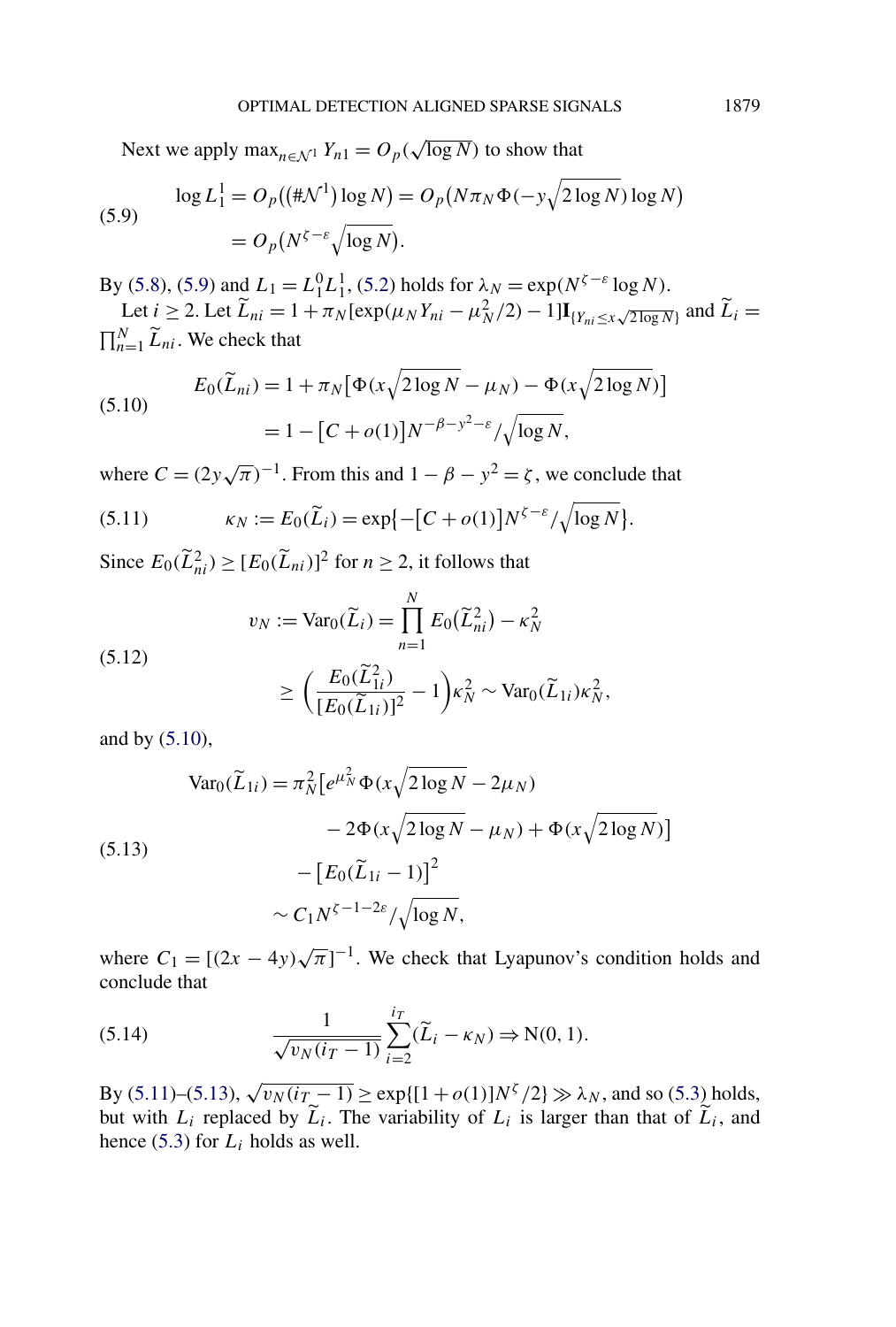Next we apply $\max_{n\in\mathcal{N}^1} Y_{n1} = O_p(\sqrt{\log N})$ to show that

$$
\begin{aligned}
\log L_1^1 &= O_p\big((\#\mathcal{N}^1)\log N\big) = O_p\big(N\pi_N \Phi(-y\sqrt{2\log N})\log N\big) \\
&= O_p\big(N^{\zeta-\varepsilon}\sqrt{\log N}\big).
\end{aligned}
\tag{5.9}
$$

By (5.8), (5.9) and $L_1 = L_1^0 L_1^1$, (5.2) holds for $\lambda_N = \exp(N^{\zeta-\varepsilon}\log N)$.

Let $i \geq 2$. Let $\widetilde{L}_{ni} = 1 + \pi_N[\exp(\mu_N Y_{ni} - \mu_N^2/2) - 1]\mathbf{I}_{\{Y_{ni}\leq x\sqrt{2\log N}\}}$ and $\widetilde{L}_i = \prod_{n=1}^N \widetilde{L}_{ni}$. We check that

$$
\begin{aligned}
E_0(\widetilde{L}_{ni}) &= 1 + \pi_N\big[\Phi(x\sqrt{2\log N} - \mu_N) - \Phi(x\sqrt{2\log N})\big] \\
&= 1 - \big[C + o(1)\big]N^{-\beta-y^2-\varepsilon}/\sqrt{\log N},
\end{aligned}
\tag{5.10}
$$

where $C = (2y\sqrt{\pi})^{-1}$. From this and $1 - \beta - y^2 = \zeta$, we conclude that

$$
\kappa_N := E_0(\widetilde{L}_i) = \exp\{-\big[C + o(1)\big]N^{\zeta-\varepsilon}/\sqrt{\log N}\}.
\tag{5.11}
$$

Since $E_0(\widetilde{L}_{ni}^2) \geq [E_0(\widetilde{L}_{ni})]^2$ for $n \geq 2$, it follows that

$$
\begin{aligned}
v_N := \mathrm{Var}_0(\widetilde{L}_i) &= \prod_{n=1}^N E_0\big(\widetilde{L}_{ni}^2\big) - \kappa_N^2 \\
&\geq \bigg(\frac{E_0(\widetilde{L}_{1i}^2)}{[E_0(\widetilde{L}_{1i})]^2} - 1\bigg)\kappa_N^2 \sim \mathrm{Var}_0(\widetilde{L}_{1i})\kappa_N^2,
\end{aligned}
\tag{5.12}
$$

and by (5.10),

$$
\begin{aligned}
\mathrm{Var}_0(\widetilde{L}_{1i}) &= \pi_N^2\big[e^{\mu_N^2}\Phi(x\sqrt{2\log N} - 2\mu_N) \\
&\qquad - 2\Phi(x\sqrt{2\log N} - \mu_N) + \Phi(x\sqrt{2\log N})\big] \\
&\quad - \big[E_0(\widetilde{L}_{1i} - 1)\big]^2 \\
&\sim C_1 N^{\zeta-1-2\varepsilon}/\sqrt{\log N},
\end{aligned}
\tag{5.13}
$$

where $C_1 = [(2x - 4y)\sqrt{\pi}]^{-1}$. We check that Lyapunov's condition holds and conclude that

$$
\frac{1}{\sqrt{v_N(i_T - 1)}}\sum_{i=2}^{i_T}(\widetilde{L}_i - \kappa_N) \Rightarrow \mathrm{N}(0, 1).
\tag{5.14}
$$

By (5.11)–(5.13), $\sqrt{v_N(i_T - 1)} \geq \exp\{[1 + o(1)]N^{\zeta}/2\} \gg \lambda_N$, and so (5.3) holds, but with $L_i$ replaced by $\widetilde{L}_i$. The variability of $L_i$ is larger than that of $\widetilde{L}_i$, and hence (5.3) for $L_i$ holds as well.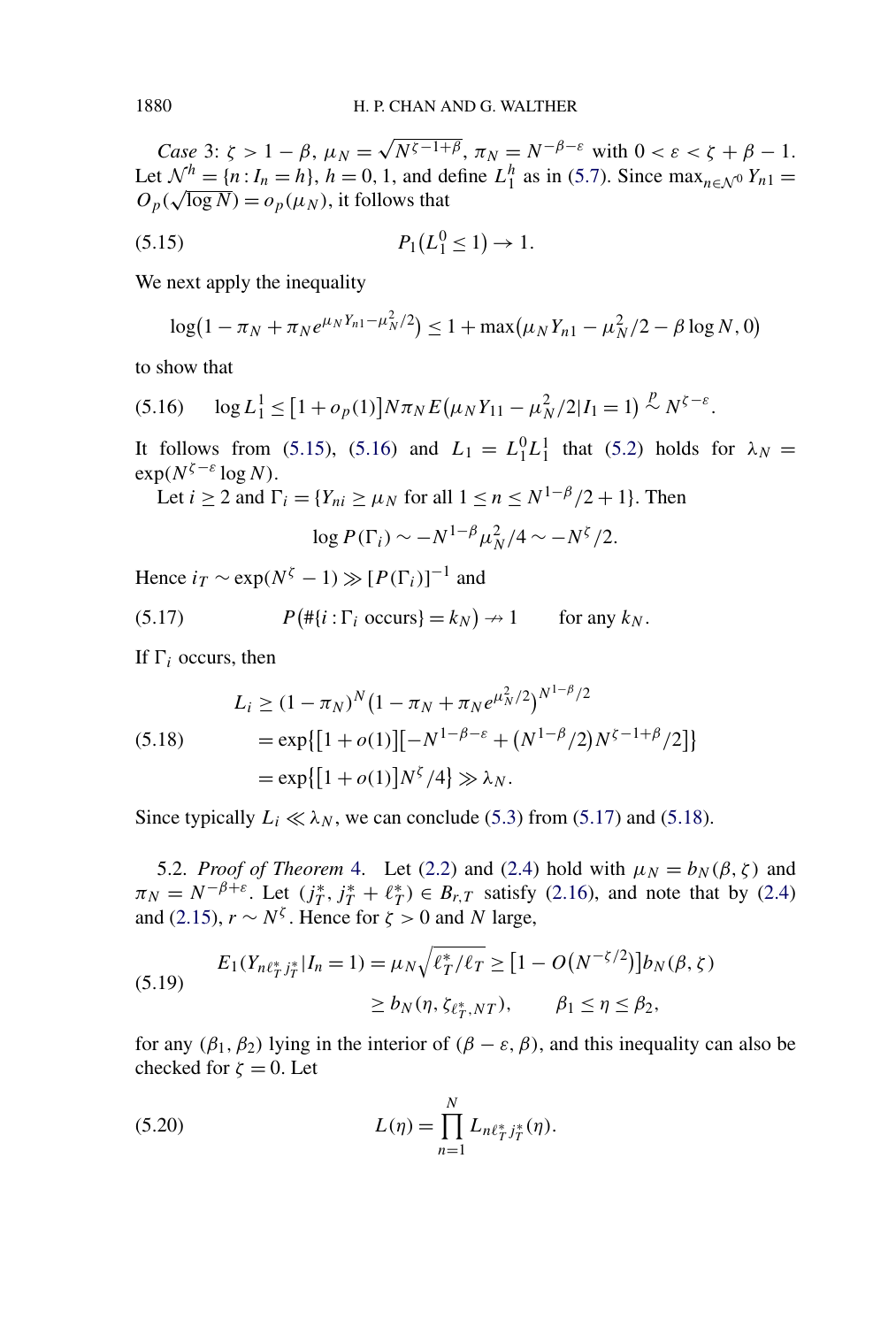*Case* 3: $\zeta > 1 - \beta$, $\mu_N = \sqrt{N^{\zeta - 1 + \beta}}$, $\pi_N = N^{-\beta - \varepsilon}$ with $0 < \varepsilon < \zeta + \beta - 1$. Let $\mathcal{N}^h = \{n : I_n = h\}$, $h = 0, 1$, and define $L_1^h$ as in (5.7). Since $\max_{n \in \mathcal{N}^0} Y_{n1} = O_p(\sqrt{\log N}) = o_p(\mu_N)$, it follows that

$$P_1(L_1^0 \leq 1) \to 1. \tag{5.15}$$

We next apply the inequality

$$\log(1 - \pi_N + \pi_N e^{\mu_N Y_{n1} - \mu_N^2/2}) \leq 1 + \max(\mu_N Y_{n1} - \mu_N^2/2 - \beta \log N, 0)$$

to show that

$$\log L_1^1 \leq [1 + o_p(1)] N \pi_N E(\mu_N Y_{11} - \mu_N^2/2 | I_1 = 1) \stackrel{p}{\sim} N^{\zeta - \varepsilon}. \tag{5.16}$$

It follows from (5.15), (5.16) and $L_1 = L_1^0 L_1^1$ that (5.2) holds for $\lambda_N = \exp(N^{\zeta - \varepsilon} \log N)$.

Let $i \geq 2$ and $\Gamma_i = \{Y_{ni} \geq \mu_N \text{ for all } 1 \leq n \leq N^{1-\beta}/2 + 1\}$. Then

$$\log P(\Gamma_i) \sim -N^{1-\beta} \mu_N^2 / 4 \sim -N^\zeta / 2.$$

Hence $i_T \sim \exp(N^\zeta - 1) \gg [P(\Gamma_i)]^{-1}$ and

$$P(\#\{i : \Gamma_i \text{ occurs}\} = k_N) \nrightarrow 1 \qquad \text{for any } k_N. \tag{5.17}$$

If $\Gamma_i$ occurs, then

$$\begin{aligned} L_i &\geq (1 - \pi_N)^N (1 - \pi_N + \pi_N e^{\mu_N^2/2})^{N^{1-\beta}/2} \\ &= \exp\{[1 + o(1)][-N^{1-\beta-\varepsilon} + (N^{1-\beta}/2) N^{\zeta - 1 + \beta}/2]\} \\ &= \exp\{[1 + o(1)] N^\zeta / 4\} \gg \lambda_N. \end{aligned} \tag{5.18}$$

Since typically $L_i \ll \lambda_N$, we can conclude (5.3) from (5.17) and (5.18).

5.2. *Proof of Theorem* 4. Let (2.2) and (2.4) hold with $\mu_N = b_N(\beta, \zeta)$ and $\pi_N = N^{-\beta + \varepsilon}$. Let $(j_T^*, j_T^* + \ell_T^*) \in B_{r,T}$ satisfy (2.16), and note that by (2.4) and (2.15), $r \sim N^\zeta$. Hence for $\zeta > 0$ and $N$ large,

$$\begin{aligned} E_1(Y_{n \ell_T^* j_T^*} | I_n = 1) = \mu_N \sqrt{\ell_T^* / \ell_T} &\geq [1 - O(N^{-\zeta/2})] b_N(\beta, \zeta) \\ &\geq b_N(\eta, \zeta_{\ell_T^*, NT}), \qquad \beta_1 \leq \eta \leq \beta_2, \end{aligned} \tag{5.19}$$

for any $(\beta_1, \beta_2)$ lying in the interior of $(\beta - \varepsilon, \beta)$, and this inequality can also be checked for $\zeta = 0$. Let

$$L(\eta) = \prod_{n=1}^N L_{n \ell_T^* j_T^*}(\eta). \tag{5.20}$$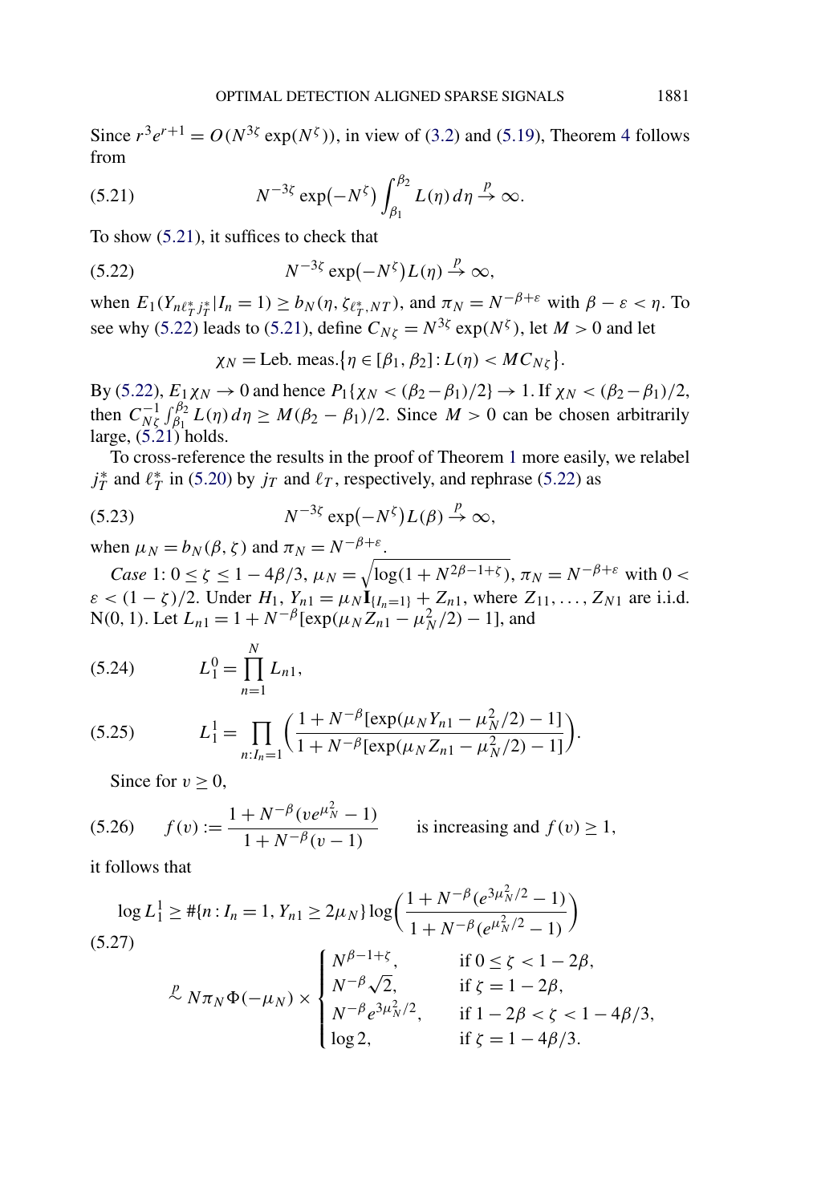Since $r^3 e^{r+1} = O(N^{3\zeta} \exp(N^\zeta))$, in view of (3.2) and (5.19), Theorem 4 follows from

$$N^{-3\zeta} \exp(-N^\zeta) \int_{\beta_1}^{\beta_2} L(\eta)\, d\eta \xrightarrow{p} \infty. \tag{5.21}$$

To show (5.21), it suffices to check that

$$N^{-3\zeta} \exp(-N^\zeta) L(\eta) \xrightarrow{p} \infty, \tag{5.22}$$

when $E_1(Y_{n\ell_T^* j_T^*} | I_n = 1) \geq b_N(\eta, \zeta_{\ell_T^*, NT})$, and $\pi_N = N^{-\beta+\varepsilon}$ with $\beta - \varepsilon < \eta$. To see why (5.22) leads to (5.21), define $C_{N\zeta} = N^{3\zeta} \exp(N^\zeta)$, let $M > 0$ and let

$$\chi_N = \text{Leb. meas.}\{\eta \in [\beta_1, \beta_2] : L(\eta) < M C_{N\zeta}\}.$$

By (5.22), $E_1 \chi_N \to 0$ and hence $P_1\{\chi_N < (\beta_2 - \beta_1)/2\} \to 1$. If $\chi_N < (\beta_2 - \beta_1)/2$, then $C_{N\zeta}^{-1} \int_{\beta_1}^{\beta_2} L(\eta)\, d\eta \geq M(\beta_2 - \beta_1)/2$. Since $M > 0$ can be chosen arbitrarily large, (5.21) holds.

To cross-reference the results in the proof of Theorem 1 more easily, we relabel $j_T^*$ and $\ell_T^*$ in (5.20) by $j_T$ and $\ell_T$, respectively, and rephrase (5.22) as

$$N^{-3\zeta} \exp(-N^\zeta) L(\beta) \xrightarrow{p} \infty, \tag{5.23}$$

when $\mu_N = b_N(\beta, \zeta)$ and $\pi_N = N^{-\beta+\varepsilon}$.

*Case* 1: $0 \leq \zeta \leq 1 - 4\beta/3$, $\mu_N = \sqrt{\log(1 + N^{2\beta-1+\zeta})}$, $\pi_N = N^{-\beta+\varepsilon}$ with $0 < \varepsilon < (1-\zeta)/2$. Under $H_1$, $Y_{n1} = \mu_N \mathbf{I}_{\{I_n=1\}} + Z_{n1}$, where $Z_{11}, \ldots, Z_{N1}$ are i.i.d. N(0, 1). Let $L_{n1} = 1 + N^{-\beta}[\exp(\mu_N Z_{n1} - \mu_N^2/2) - 1]$, and

$$L_1^0 = \prod_{n=1}^{N} L_{n1}, \tag{5.24}$$

$$L_1^1 = \prod_{n: I_n = 1} \left( \frac{1 + N^{-\beta}[\exp(\mu_N Y_{n1} - \mu_N^2/2) - 1]}{1 + N^{-\beta}[\exp(\mu_N Z_{n1} - \mu_N^2/2) - 1]} \right). \tag{5.25}$$

Since for $v \geq 0$,

$$f(v) := \frac{1 + N^{-\beta}(v e^{\mu_N^2} - 1)}{1 + N^{-\beta}(v - 1)} \qquad \text{is increasing and } f(v) \geq 1, \tag{5.26}$$

it follows that

$$\begin{aligned}
\log L_1^1 &\geq \#\{n : I_n = 1, Y_{n1} \geq 2\mu_N\} \log\left( \frac{1 + N^{-\beta}(e^{3\mu_N^2/2} - 1)}{1 + N^{-\beta}(e^{\mu_N^2/2} - 1)} \right) \\
&\overset{p}{\sim} N \pi_N \Phi(-\mu_N) \times \begin{cases} N^{\beta-1+\zeta}, & \text{if } 0 \leq \zeta < 1 - 2\beta, \\ N^{-\beta}\sqrt{2}, & \text{if } \zeta = 1 - 2\beta, \\ N^{-\beta} e^{3\mu_N^2/2}, & \text{if } 1 - 2\beta < \zeta < 1 - 4\beta/3, \\ \log 2, & \text{if } \zeta = 1 - 4\beta/3. \end{cases}
\end{aligned} \tag{5.27}$$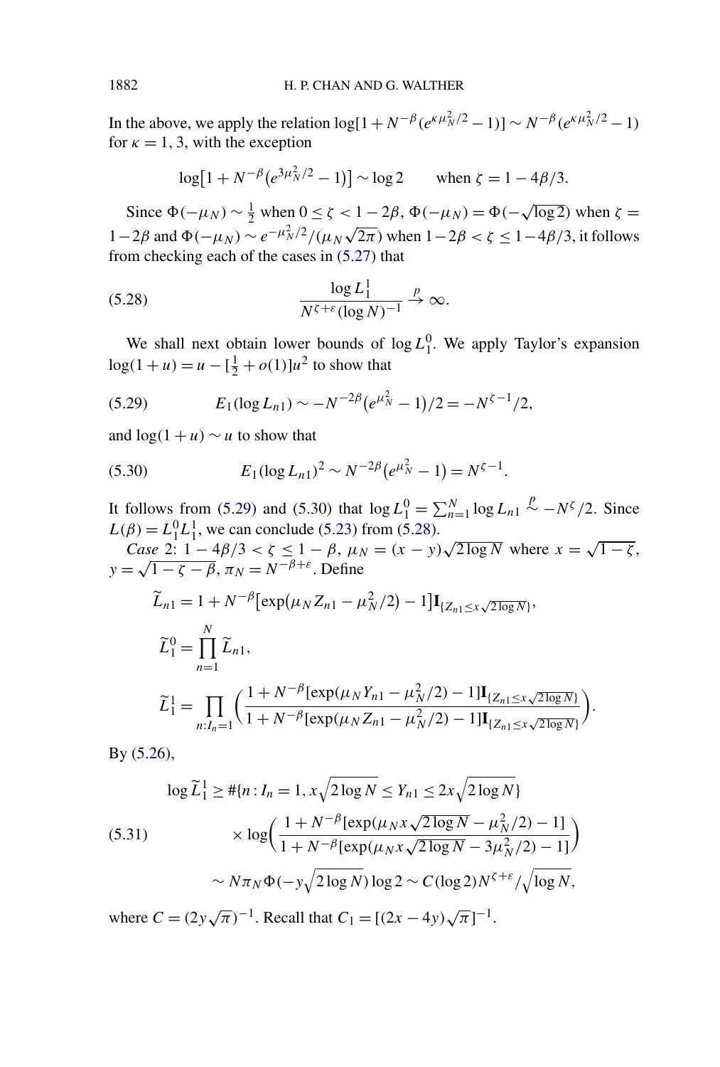In the above, we apply the relation $\log[1 + N^{-\beta}(e^{\kappa\mu_N^2/2} - 1)] \sim N^{-\beta}(e^{\kappa\mu_N^2/2} - 1)$ for $\kappa = 1, 3$, with the exception

$$\log\bigl[1 + N^{-\beta}\bigl(e^{3\mu_N^2/2} - 1\bigr)\bigr] \sim \log 2 \qquad \text{when } \zeta = 1 - 4\beta/3.$$

Since $\Phi(-\mu_N) \sim \frac{1}{2}$ when $0 \le \zeta < 1 - 2\beta$, $\Phi(-\mu_N) = \Phi(-\sqrt{\log 2})$ when $\zeta = 1 - 2\beta$ and $\Phi(-\mu_N) \sim e^{-\mu_N^2/2}/(\mu_N\sqrt{2\pi})$ when $1 - 2\beta < \zeta \le 1 - 4\beta/3$, it follows from checking each of the cases in (5.27) that

$$\frac{\log L_1^1}{N^{\zeta+\varepsilon}(\log N)^{-1}} \xrightarrow{p} \infty. \tag{5.28}$$

We shall next obtain lower bounds of $\log L_1^0$. We apply Taylor's expansion $\log(1 + u) = u - [\frac{1}{2} + o(1)]u^2$ to show that

$$E_1(\log L_{n1}) \sim -N^{-2\beta}\bigl(e^{\mu_N^2} - 1\bigr)/2 = -N^{\zeta-1}/2, \tag{5.29}$$

and $\log(1 + u) \sim u$ to show that

$$E_1(\log L_{n1})^2 \sim N^{-2\beta}\bigl(e^{\mu_N^2} - 1\bigr) = N^{\zeta-1}. \tag{5.30}$$

It follows from (5.29) and (5.30) that $\log L_1^0 = \sum_{n=1}^N \log L_{n1} \overset{p}{\sim} -N^\zeta/2$. Since $L(\beta) = L_1^0 L_1^1$, we can conclude (5.23) from (5.28).

*Case* 2: $1 - 4\beta/3 < \zeta \le 1 - \beta$, $\mu_N = (x - y)\sqrt{2\log N}$ where $x = \sqrt{1 - \zeta}$, $y = \sqrt{1 - \zeta - \beta}$, $\pi_N = N^{-\beta+\varepsilon}$. Define

$$\widetilde{L}_{n1} = 1 + N^{-\beta}\bigl[\exp\bigl(\mu_N Z_{n1} - \mu_N^2/2\bigr) - 1\bigr]\mathbf{I}_{\{Z_{n1} \le x\sqrt{2\log N}\}},$$

$$\widetilde{L}_1^0 = \prod_{n=1}^N \widetilde{L}_{n1},$$

$$\widetilde{L}_1^1 = \prod_{n:I_n=1}\left(\frac{1 + N^{-\beta}[\exp(\mu_N Y_{n1} - \mu_N^2/2) - 1]\mathbf{I}_{\{Z_{n1} \le x\sqrt{2\log N}\}}}{1 + N^{-\beta}[\exp(\mu_N Z_{n1} - \mu_N^2/2) - 1]\mathbf{I}_{\{Z_{n1} \le x\sqrt{2\log N}\}}}\right).$$

By (5.26),

$$\begin{aligned}
\log \widetilde{L}_1^1 &\ge \#\{n : I_n = 1, x\sqrt{2\log N} \le Y_{n1} \le 2x\sqrt{2\log N}\} \\
&\quad \times \log\left(\frac{1 + N^{-\beta}[\exp(\mu_N x\sqrt{2\log N} - \mu_N^2/2) - 1]}{1 + N^{-\beta}[\exp(\mu_N x\sqrt{2\log N} - 3\mu_N^2/2) - 1]}\right) \\
&\sim N\pi_N\Phi(-y\sqrt{2\log N})\log 2 \sim C(\log 2)N^{\zeta+\varepsilon}/\sqrt{\log N},
\end{aligned} \tag{5.31}$$

where $C = (2y\sqrt{\pi})^{-1}$. Recall that $C_1 = [(2x - 4y)\sqrt{\pi}]^{-1}$.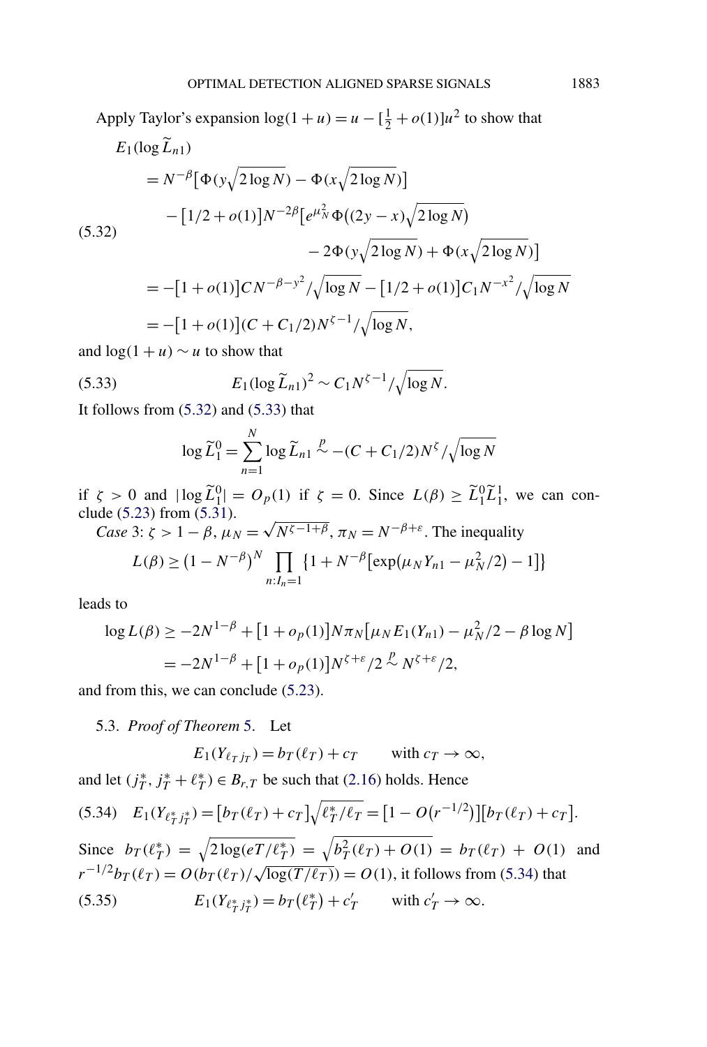Apply Taylor's expansion $\log(1+u) = u - [\frac{1}{2} + o(1)]u^2$ to show that

$$
\begin{aligned}
E_1(\log \widetilde{L}_{n1}) &= N^{-\beta}\bigl[\Phi(y\sqrt{2\log N}) - \Phi(x\sqrt{2\log N})\bigr] \\
&\quad - \bigl[1/2 + o(1)\bigr]N^{-2\beta}\bigl[e^{\mu_N^2}\Phi\bigl((2y-x)\sqrt{2\log N}\bigr) \\
&\qquad\qquad - 2\Phi(y\sqrt{2\log N}) + \Phi(x\sqrt{2\log N})\bigr] \\
&= -\bigl[1+o(1)\bigr]CN^{-\beta-y^2}/\sqrt{\log N} - \bigl[1/2+o(1)\bigr]C_1 N^{-x^2}/\sqrt{\log N} \\
&= -\bigl[1+o(1)\bigr](C + C_1/2)N^{\zeta-1}/\sqrt{\log N},
\end{aligned}
\tag{5.32}
$$

and $\log(1+u) \sim u$ to show that

$$
E_1(\log \widetilde{L}_{n1})^2 \sim C_1 N^{\zeta-1}/\sqrt{\log N}. \tag{5.33}
$$

It follows from (5.32) and (5.33) that

$$
\log \widetilde{L}_1^0 = \sum_{n=1}^{N} \log \widetilde{L}_{n1} \overset{p}{\sim} -(C + C_1/2)N^{\zeta}/\sqrt{\log N}
$$

if $\zeta > 0$ and $|\log \widetilde{L}_1^0| = O_p(1)$ if $\zeta = 0$. Since $L(\beta) \geq \widetilde{L}_1^0 \widetilde{L}_1^1$, we can conclude (5.23) from (5.31).

*Case* 3: $\zeta > 1-\beta$, $\mu_N = \sqrt{N^{\zeta-1+\beta}}$, $\pi_N = N^{-\beta+\varepsilon}$. The inequality

$$
L(\beta) \geq \bigl(1 - N^{-\beta}\bigr)^N \prod_{n:I_n=1} \bigl\{1 + N^{-\beta}\bigl[\exp\bigl(\mu_N Y_{n1} - \mu_N^2/2\bigr) - 1\bigr]\bigr\}
$$

leads to

$$
\begin{aligned}
\log L(\beta) &\geq -2N^{1-\beta} + \bigl[1 + o_p(1)\bigr]N\pi_N\bigl[\mu_N E_1(Y_{n1}) - \mu_N^2/2 - \beta\log N\bigr] \\
&= -2N^{1-\beta} + \bigl[1 + o_p(1)\bigr]N^{\zeta+\varepsilon}/2 \overset{p}{\sim} N^{\zeta+\varepsilon}/2,
\end{aligned}
$$

and from this, we can conclude (5.23).

5.3. *Proof of Theorem* 5. Let

$$
E_1(Y_{\ell_T j_T}) = b_T(\ell_T) + c_T \qquad \text{with } c_T \to \infty,
$$

and let $(j_T^*, j_T^* + \ell_T^*) \in B_{r,T}$ be such that (2.16) holds. Hence

$$
E_1(Y_{\ell_T^* j_T^*}) = \bigl[b_T(\ell_T) + c_T\bigr]\sqrt{\ell_T^*/\ell_T} = \bigl[1 - O\bigl(r^{-1/2}\bigr)\bigr]\bigl[b_T(\ell_T) + c_T\bigr]. \tag{5.34}
$$

Since $b_T(\ell_T^*) = \sqrt{2\log(eT/\ell_T^*)} = \sqrt{b_T^2(\ell_T) + O(1)} = b_T(\ell_T) + O(1)$ and $r^{-1/2}b_T(\ell_T) = O(b_T(\ell_T)/\sqrt{\log(T/\ell_T)}) = O(1)$, it follows from (5.34) that

$$
E_1(Y_{\ell_T^* j_T^*}) = b_T\bigl(\ell_T^*\bigr) + c_T' \qquad \text{with } c_T' \to \infty. \tag{5.35}
$$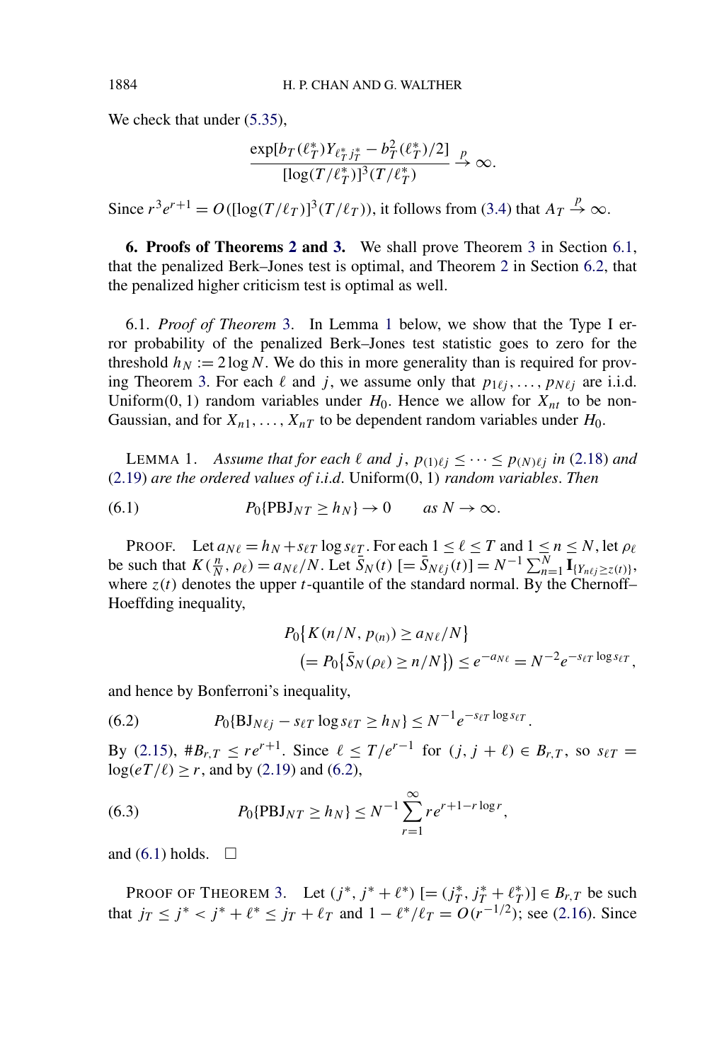We check that under (5.35),

$$\frac{\exp[b_T(\ell_T^*)Y_{\ell_T^* j_T^*} - b_T^2(\ell_T^*)/2]}{[\log(T/\ell_T^*)]^3(T/\ell_T^*)} \xrightarrow{p} \infty.$$

Since $r^3 e^{r+1} = O([\log(T/\ell_T)]^3(T/\ell_T))$, it follows from (3.4) that $A_T \xrightarrow{p} \infty$.

## 6. Proofs of Theorems 2 and 3.

We shall prove Theorem 3 in Section 6.1, that the penalized Berk–Jones test is optimal, and Theorem 2 in Section 6.2, that the penalized higher criticism test is optimal as well.

### 6.1. *Proof of Theorem* 3.

In Lemma 1 below, we show that the Type I error probability of the penalized Berk–Jones test statistic goes to zero for the threshold $h_N := 2\log N$. We do this in more generality than is required for proving Theorem 3. For each $\ell$ and $j$, we assume only that $p_{1\ell j}, \dots, p_{N\ell j}$ are i.i.d. Uniform(0, 1) random variables under $H_0$. Hence we allow for $X_{nt}$ to be non-Gaussian, and for $X_{n1}, \dots, X_{nT}$ to be dependent random variables under $H_0$.

LEMMA 1. *Assume that for each $\ell$ and $j$, $p_{(1)\ell j} \le \cdots \le p_{(N)\ell j}$ in* (2.18) *and* (2.19) *are the ordered values of i.i.d.* Uniform(0, 1) *random variables. Then*

$$P_0\{\mathrm{PBJ}_{NT} \ge h_N\} \to 0 \qquad \text{as } N \to \infty. \tag{6.1}$$

PROOF. Let $a_{N\ell} = h_N + s_{\ell T}\log s_{\ell T}$. For each $1 \le \ell \le T$ and $1 \le n \le N$, let $\rho_\ell$ be such that $K(\frac{n}{N}, \rho_\ell) = a_{N\ell}/N$. Let $\bar{S}_N(t)$ $[= \bar{S}_{N\ell j}(t)] = N^{-1}\sum_{n=1}^N \mathbf{I}_{\{Y_{n\ell j} \ge z(t)\}}$, where $z(t)$ denotes the upper $t$-quantile of the standard normal. By the Chernoff–Hoeffding inequality,

$$\begin{aligned}
&P_0\{K(n/N, p_{(n)}) \ge a_{N\ell}/N\} \\
&\quad \big(= P_0\{\bar{S}_N(\rho_\ell) \ge n/N\}\big) \le e^{-a_{N\ell}} = N^{-2}e^{-s_{\ell T}\log s_{\ell T}},
\end{aligned}$$

and hence by Bonferroni's inequality,

$$P_0\{\mathrm{BJ}_{N\ell j} - s_{\ell T}\log s_{\ell T} \ge h_N\} \le N^{-1}e^{-s_{\ell T}\log s_{\ell T}}. \tag{6.2}$$

By (2.15), $\#B_{r,T} \le re^{r+1}$. Since $\ell \le T/e^{r-1}$ for $(j, j+\ell) \in B_{r,T}$, so $s_{\ell T} = \log(eT/\ell) \ge r$, and by (2.19) and (6.2),

$$P_0\{\mathrm{PBJ}_{NT} \ge h_N\} \le N^{-1}\sum_{r=1}^{\infty} re^{r+1-r\log r}, \tag{6.3}$$

and (6.1) holds. $\square$

PROOF OF THEOREM 3. Let $(j^*, j^*+\ell^*)$ $[= (j_T^*, j_T^*+\ell_T^*)] \in B_{r,T}$ be such that $j_T \le j^* < j^*+\ell^* \le j_T+\ell_T$ and $1 - \ell^*/\ell_T = O(r^{-1/2})$; see (2.16). Since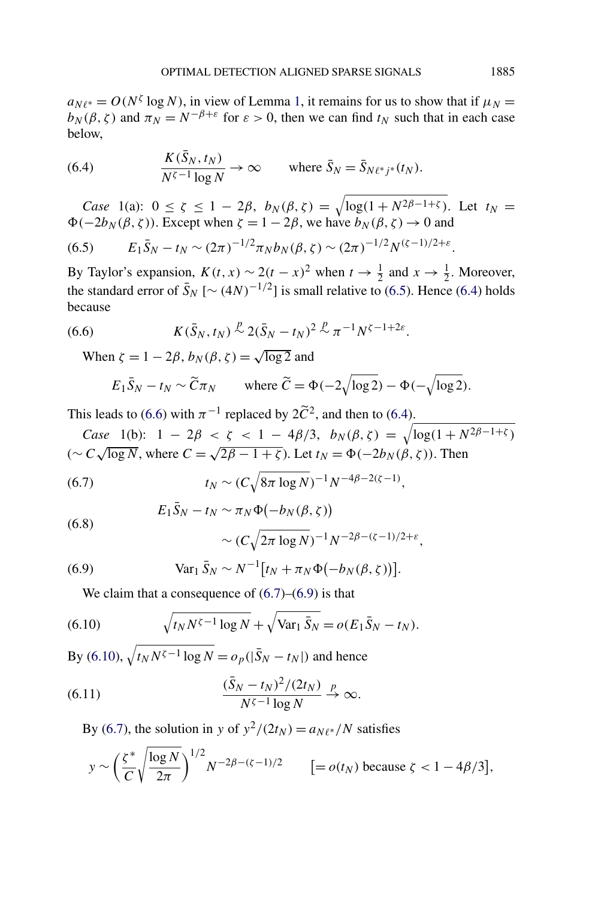$a_{N\ell^*} = O(N^\zeta \log N)$, in view of Lemma 1, it remains for us to show that if $\mu_N = b_N(\beta, \zeta)$ and $\pi_N = N^{-\beta+\varepsilon}$ for $\varepsilon > 0$, then we can find $t_N$ such that in each case below,

$$\frac{K(\bar{S}_N, t_N)}{N^{\zeta-1}\log N} \to \infty \qquad \text{where } \bar{S}_N = \bar{S}_{N\ell^* j^*}(t_N). \tag{6.4}$$

*Case* 1(a): $0 \le \zeta \le 1 - 2\beta$, $b_N(\beta, \zeta) = \sqrt{\log(1 + N^{2\beta-1+\zeta})}$. Let $t_N = \Phi(-2b_N(\beta, \zeta))$. Except when $\zeta = 1 - 2\beta$, we have $b_N(\beta, \zeta) \to 0$ and

$$E_1\bar{S}_N - t_N \sim (2\pi)^{-1/2}\pi_N b_N(\beta, \zeta) \sim (2\pi)^{-1/2} N^{(\zeta-1)/2+\varepsilon}. \tag{6.5}$$

By Taylor's expansion, $K(t, x) \sim 2(t - x)^2$ when $t \to \frac{1}{2}$ and $x \to \frac{1}{2}$. Moreover, the standard error of $\bar{S}_N$ [$\sim (4N)^{-1/2}$] is small relative to (6.5). Hence (6.4) holds because

$$K(\bar{S}_N, t_N) \stackrel{p}{\sim} 2(\bar{S}_N - t_N)^2 \stackrel{p}{\sim} \pi^{-1}N^{\zeta-1+2\varepsilon}. \tag{6.6}$$

When $\zeta = 1 - 2\beta$, $b_N(\beta, \zeta) = \sqrt{\log 2}$ and

$$E_1\bar{S}_N - t_N \sim \widetilde{C}\pi_N \qquad \text{where } \widetilde{C} = \Phi(-2\sqrt{\log 2}) - \Phi(-\sqrt{\log 2}).$$

This leads to (6.6) with $\pi^{-1}$ replaced by $2\widetilde{C}^2$, and then to (6.4).

*Case* 1(b): $1 - 2\beta < \zeta < 1 - 4\beta/3$, $b_N(\beta, \zeta) = \sqrt{\log(1 + N^{2\beta-1+\zeta})}$ ($\sim C\sqrt{\log N}$, where $C = \sqrt{2\beta - 1 + \zeta}$). Let $t_N = \Phi(-2b_N(\beta, \zeta))$. Then

$$t_N \sim (C\sqrt{8\pi \log N})^{-1} N^{-4\beta-2(\zeta-1)}, \tag{6.7}$$

$$\begin{aligned} E_1\bar{S}_N - t_N &\sim \pi_N \Phi(-b_N(\beta, \zeta)) \\ &\sim (C\sqrt{2\pi \log N})^{-1} N^{-2\beta-(\zeta-1)/2+\varepsilon}, \end{aligned} \tag{6.8}$$

$$\operatorname{Var}_1 \bar{S}_N \sim N^{-1}[t_N + \pi_N \Phi(-b_N(\beta, \zeta))]. \tag{6.9}$$

We claim that a consequence of (6.7)–(6.9) is that

$$\sqrt{t_N N^{\zeta-1}\log N} + \sqrt{\operatorname{Var}_1 \bar{S}_N} = o(E_1\bar{S}_N - t_N). \tag{6.10}$$

By (6.10), $\sqrt{t_N N^{\zeta-1}\log N} = o_p(|\bar{S}_N - t_N|)$ and hence

$$\frac{(\bar{S}_N - t_N)^2/(2t_N)}{N^{\zeta-1}\log N} \stackrel{p}{\to} \infty. \tag{6.11}$$

By (6.7), the solution in $y$ of $y^2/(2t_N) = a_{N\ell^*}/N$ satisfies

$$y \sim \left(\frac{\zeta^*}{C}\sqrt{\frac{\log N}{2\pi}}\right)^{1/2} N^{-2\beta-(\zeta-1)/2} \qquad [= o(t_N) \text{ because } \zeta < 1 - 4\beta/3],$$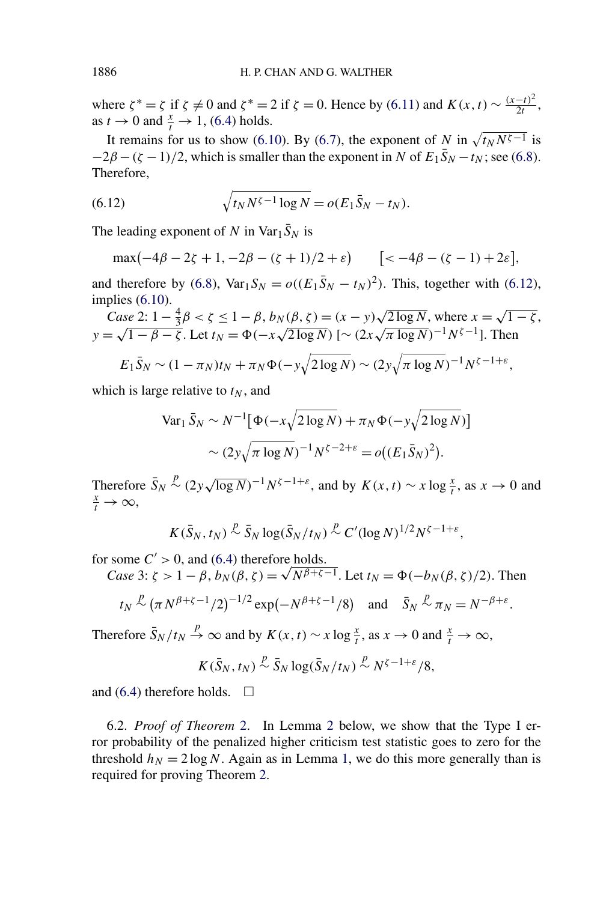where $\zeta^* = \zeta$ if $\zeta \neq 0$ and $\zeta^* = 2$ if $\zeta = 0$. Hence by (6.11) and $K(x,t) \sim \frac{(x-t)^2}{2t}$, as $t \to 0$ and $\frac{x}{t} \to 1$, (6.4) holds.

It remains for us to show (6.10). By (6.7), the exponent of $N$ in $\sqrt{t_N N^{\zeta-1}}$ is $-2\beta - (\zeta-1)/2$, which is smaller than the exponent in $N$ of $E_1 \bar{S}_N - t_N$; see (6.8). Therefore,

$$\sqrt{t_N N^{\zeta-1} \log N} = o(E_1 \bar{S}_N - t_N). \tag{6.12}$$

The leading exponent of $N$ in $\mathrm{Var}_1 \bar{S}_N$ is

$$\max\bigl(-4\beta - 2\zeta + 1, -2\beta - (\zeta+1)/2 + \varepsilon\bigr) \qquad [< -4\beta - (\zeta - 1) + 2\varepsilon],$$

and therefore by (6.8), $\mathrm{Var}_1 S_N = o((E_1 \bar{S}_N - t_N)^2)$. This, together with (6.12), implies (6.10).

*Case* 2: $1 - \frac{4}{3}\beta < \zeta \le 1 - \beta$, $b_N(\beta,\zeta) = (x-y)\sqrt{2\log N}$, where $x = \sqrt{1-\zeta}$, $y = \sqrt{1-\beta-\zeta}$. Let $t_N = \Phi(-x\sqrt{2\log N})$ $[\sim (2x\sqrt{\pi \log N})^{-1} N^{\zeta-1}]$. Then

$$E_1 \bar{S}_N \sim (1-\pi_N) t_N + \pi_N \Phi(-y\sqrt{2\log N}) \sim (2y\sqrt{\pi \log N})^{-1} N^{\zeta-1+\varepsilon},$$

which is large relative to $t_N$, and

$$\begin{aligned}\mathrm{Var}_1 \bar{S}_N &\sim N^{-1}\bigl[\Phi(-x\sqrt{2\log N}) + \pi_N \Phi(-y\sqrt{2\log N})\bigr] \\ &\sim (2y\sqrt{\pi \log N})^{-1} N^{\zeta-2+\varepsilon} = o\bigl((E_1 \bar{S}_N)^2\bigr).\end{aligned}$$

Therefore $\bar{S}_N \overset{p}{\sim} (2y\sqrt{\log N})^{-1} N^{\zeta-1+\varepsilon}$, and by $K(x,t) \sim x \log \frac{x}{t}$, as $x \to 0$ and $\frac{x}{t} \to \infty$,

$$K(\bar{S}_N, t_N) \overset{p}{\sim} \bar{S}_N \log(\bar{S}_N / t_N) \overset{p}{\sim} C'(\log N)^{1/2} N^{\zeta-1+\varepsilon},$$

for some $C' > 0$, and (6.4) therefore holds.

*Case* 3: $\zeta > 1 - \beta$, $b_N(\beta,\zeta) = \sqrt{N^{\beta+\zeta-1}}$. Let $t_N = \Phi(-b_N(\beta,\zeta)/2)$. Then

$$t_N \overset{p}{\sim} (\pi N^{\beta+\zeta-1}/2)^{-1/2} \exp(-N^{\beta+\zeta-1}/8) \quad \text{and} \quad \bar{S}_N \overset{p}{\sim} \pi_N = N^{-\beta+\varepsilon}.$$

Therefore $\bar{S}_N / t_N \overset{p}{\to} \infty$ and by $K(x,t) \sim x \log \frac{x}{t}$, as $x \to 0$ and $\frac{x}{t} \to \infty$,

$$K(\bar{S}_N, t_N) \overset{p}{\sim} \bar{S}_N \log(\bar{S}_N / t_N) \overset{p}{\sim} N^{\zeta-1+\varepsilon}/8,$$

and (6.4) therefore holds. $\square$

6.2. *Proof of Theorem* 2. In Lemma 2 below, we show that the Type I error probability of the penalized higher criticism test statistic goes to zero for the threshold $h_N = 2\log N$. Again as in Lemma 1, we do this more generally than is required for proving Theorem 2.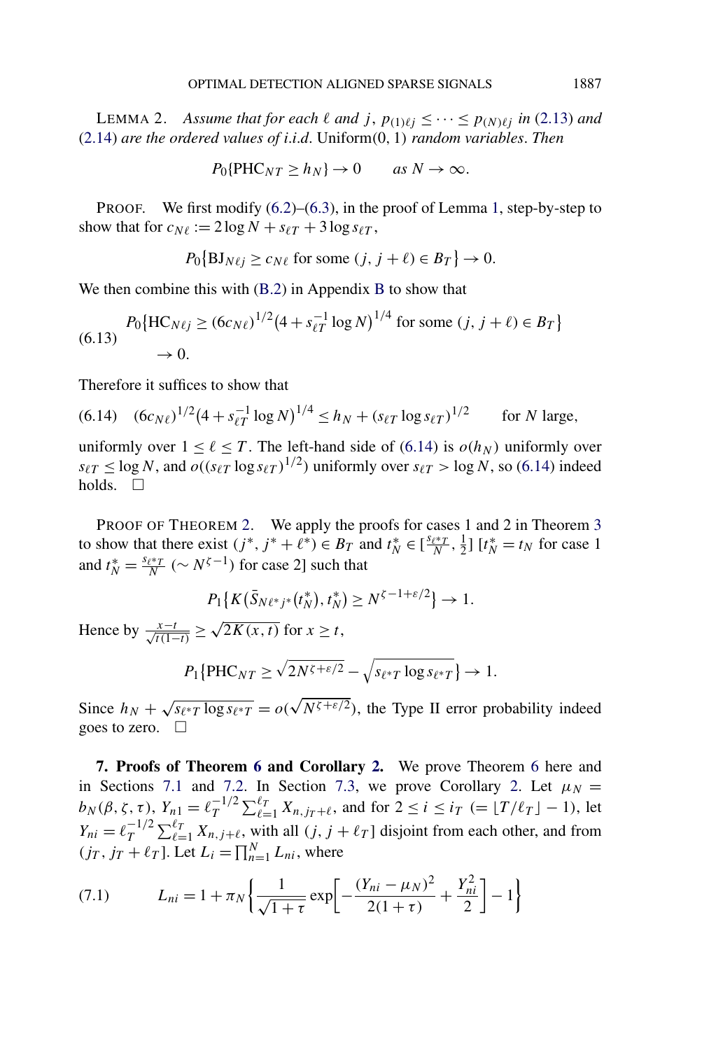LEMMA 2. *Assume that for each $\ell$ and $j$, $p_{(1)\ell j} \le \cdots \le p_{(N)\ell j}$ in (2.13) and (2.14) are the ordered values of i.i.d.* Uniform(0, 1) *random variables. Then*

$$P_0\{\mathrm{PHC}_{NT} \ge h_N\} \to 0 \qquad \text{as } N \to \infty.$$

PROOF. We first modify (6.2)–(6.3), in the proof of Lemma 1, step-by-step to show that for $c_{N\ell} := 2\log N + s_{\ell T} + 3\log s_{\ell T}$,

$$P_0\{\mathrm{BJ}_{N\ell j} \ge c_{N\ell} \text{ for some } (j, j+\ell) \in B_T\} \to 0.$$

We then combine this with (B.2) in Appendix B to show that

$$P_0\{\mathrm{HC}_{N\ell j} \ge (6c_{N\ell})^{1/2}(4 + s_{\ell T}^{-1}\log N)^{1/4} \text{ for some } (j, j+\ell) \in B_T\} \to 0. \tag{6.13}$$

Therefore it suffices to show that

$$(6c_{N\ell})^{1/2}(4 + s_{\ell T}^{-1}\log N)^{1/4} \le h_N + (s_{\ell T}\log s_{\ell T})^{1/2} \qquad \text{for } N \text{ large}, \tag{6.14}$$

uniformly over $1 \le \ell \le T$. The left-hand side of (6.14) is $o(h_N)$ uniformly over $s_{\ell T} \le \log N$, and $o((s_{\ell T}\log s_{\ell T})^{1/2})$ uniformly over $s_{\ell T} > \log N$, so (6.14) indeed holds. □

PROOF OF THEOREM 2. We apply the proofs for cases 1 and 2 in Theorem 3 to show that there exist $(j^*, j^*+\ell^*) \in B_T$ and $t_N^* \in [\frac{s_{\ell^* T}}{N}, \frac{1}{2}]$ [$t_N^* = t_N$ for case 1 and $t_N^* = \frac{s_{\ell^* T}}{N}$ ($\sim N^{\zeta-1}$) for case 2] such that

$$P_1\{K(\bar{S}_{N\ell^* j^*}(t_N^*), t_N^*) \ge N^{\zeta-1+\varepsilon/2}\} \to 1.$$

Hence by $\frac{x-t}{\sqrt{t(1-t)}} \ge \sqrt{2K(x,t)}$ for $x \ge t$,

$$P_1\{\mathrm{PHC}_{NT} \ge \sqrt{2N^{\zeta+\varepsilon/2}} - \sqrt{s_{\ell^* T}\log s_{\ell^* T}}\} \to 1.$$

Since $h_N + \sqrt{s_{\ell^* T}\log s_{\ell^* T}} = o(\sqrt{N^{\zeta+\varepsilon/2}})$, the Type II error probability indeed goes to zero. □

**7. Proofs of Theorem 6 and Corollary 2.** We prove Theorem 6 here and in Sections 7.1 and 7.2. In Section 7.3, we prove Corollary 2. Let $\mu_N = b_N(\beta, \zeta, \tau)$, $Y_{n1} = \ell_T^{-1/2}\sum_{\ell=1}^{\ell_T} X_{n,j_T+\ell}$, and for $2 \le i \le i_T$ ($= \lfloor T/\ell_T \rfloor - 1$), let $Y_{ni} = \ell_T^{-1/2}\sum_{\ell=1}^{\ell_T} X_{n,j+\ell}$, with all $(j, j+\ell_T]$ disjoint from each other, and from $(j_T, j_T+\ell_T]$. Let $L_i = \prod_{n=1}^N L_{ni}$, where

$$L_{ni} = 1 + \pi_N\left\{\frac{1}{\sqrt{1+\tau}}\exp\left[-\frac{(Y_{ni}-\mu_N)^2}{2(1+\tau)} + \frac{Y_{ni}^2}{2}\right] - 1\right\} \tag{7.1}$$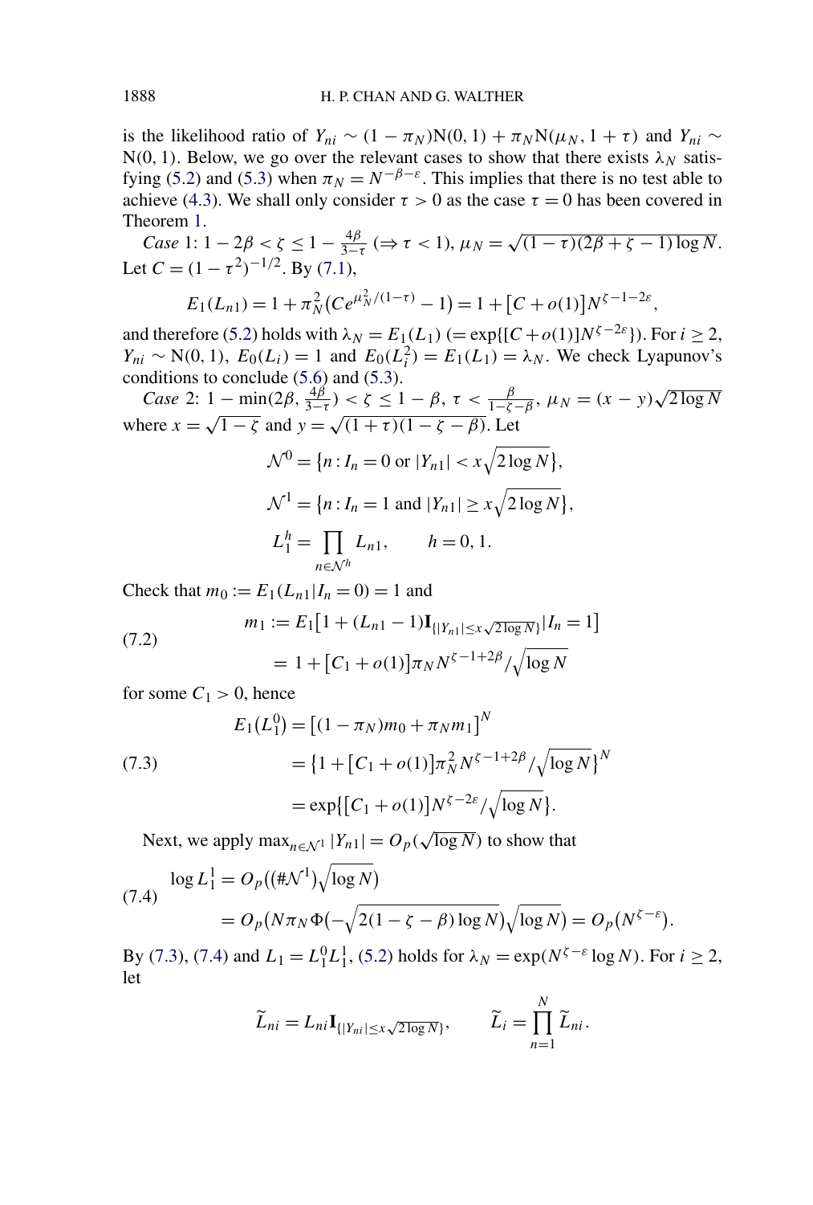is the likelihood ratio of $Y_{ni} \sim (1-\pi_N)\mathrm{N}(0,1) + \pi_N \mathrm{N}(\mu_N, 1+\tau)$ and $Y_{ni} \sim \mathrm{N}(0,1)$. Below, we go over the relevant cases to show that there exists $\lambda_N$ satisfying (5.2) and (5.3) when $\pi_N = N^{-\beta-\varepsilon}$. This implies that there is no test able to achieve (4.3). We shall only consider $\tau > 0$ as the case $\tau = 0$ has been covered in Theorem 1.

*Case* 1: $1 - 2\beta < \zeta \le 1 - \frac{4\beta}{3-\tau}$ $(\Rightarrow \tau < 1)$, $\mu_N = \sqrt{(1-\tau)(2\beta+\zeta-1)\log N}$. Let $C = (1-\tau^2)^{-1/2}$. By (7.1),

$$E_1(L_{n1}) = 1 + \pi_N^2\big(Ce^{\mu_N^2/(1-\tau)} - 1\big) = 1 + [C + o(1)]N^{\zeta-1-2\varepsilon},$$

and therefore (5.2) holds with $\lambda_N = E_1(L_1)$ $(= \exp\{[C+o(1)]N^{\zeta-2\varepsilon}\})$. For $i \ge 2$, $Y_{ni} \sim \mathrm{N}(0,1)$, $E_0(L_i) = 1$ and $E_0(L_i^2) = E_1(L_1) = \lambda_N$. We check Lyapunov's conditions to conclude (5.6) and (5.3).

*Case* 2: $1 - \min(2\beta, \frac{4\beta}{3-\tau}) < \zeta \le 1 - \beta$, $\tau < \frac{\beta}{1-\zeta-\beta}$, $\mu_N = (x-y)\sqrt{2\log N}$ where $x = \sqrt{1-\zeta}$ and $y = \sqrt{(1+\tau)(1-\zeta-\beta)}$. Let

$$\mathcal{N}^0 = \{n : I_n = 0 \text{ or } |Y_{n1}| < x\sqrt{2\log N}\},$$

$$\mathcal{N}^1 = \{n : I_n = 1 \text{ and } |Y_{n1}| \ge x\sqrt{2\log N}\},$$

$$L_1^h = \prod_{n \in \mathcal{N}^h} L_{n1}, \qquad h = 0, 1.$$

Check that $m_0 := E_1(L_{n1}|I_n = 0) = 1$ and

$$\begin{aligned}
m_1 &:= E_1\big[1 + (L_{n1} - 1)\mathbf{I}_{\{|Y_{n1}| \le x\sqrt{2\log N}\}} | I_n = 1\big] \\
&= 1 + [C_1 + o(1)]\pi_N N^{\zeta-1+2\beta}/\sqrt{\log N}
\end{aligned} \tag{7.2}$$

for some $C_1 > 0$, hence

$$\begin{aligned}
E_1(L_1^0) &= [(1-\pi_N)m_0 + \pi_N m_1]^N \\
&= \{1 + [C_1 + o(1)]\pi_N^2 N^{\zeta-1+2\beta}/\sqrt{\log N}\}^N \\
&= \exp\{[C_1 + o(1)]N^{\zeta-2\varepsilon}/\sqrt{\log N}\}.
\end{aligned} \tag{7.3}$$

Next, we apply $\max_{n\in\mathcal{N}^1}|Y_{n1}| = O_p(\sqrt{\log N})$ to show that

$$\begin{aligned}
\log L_1^1 &= O_p\big((\#\mathcal{N}^1)\sqrt{\log N}\big) \\
&= O_p\big(N\pi_N\Phi(-\sqrt{2(1-\zeta-\beta)\log N})\sqrt{\log N}\big) = O_p(N^{\zeta-\varepsilon}).
\end{aligned} \tag{7.4}$$

By (7.3), (7.4) and $L_1 = L_1^0 L_1^1$, (5.2) holds for $\lambda_N = \exp(N^{\zeta-\varepsilon}\log N)$. For $i \ge 2$, let

$$\widetilde{L}_{ni} = L_{ni}\mathbf{I}_{\{|Y_{ni}| \le x\sqrt{2\log N}\}}, \qquad \widetilde{L}_i = \prod_{n=1}^N \widetilde{L}_{ni}.$$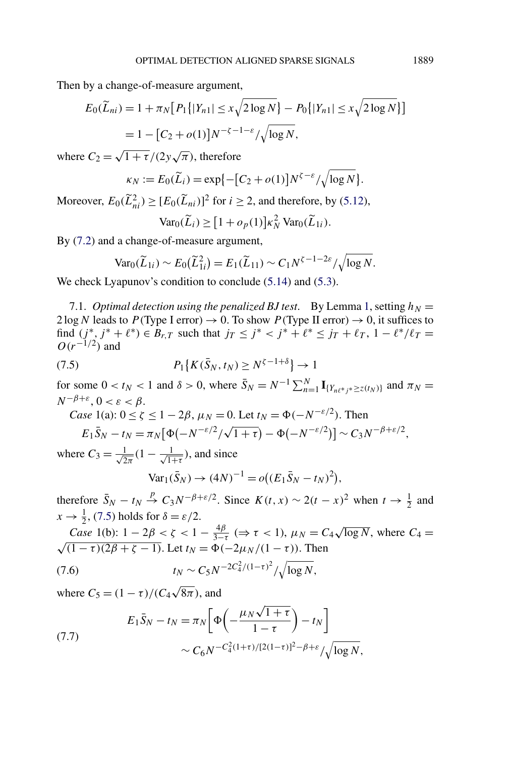Then by a change-of-measure argument,

$$E_0(\widetilde{L}_{ni}) = 1 + \pi_N\big[P_1\{|Y_{n1}| \le x\sqrt{2\log N}\} - P_0\{|Y_{n1}| \le x\sqrt{2\log N}\}\big]$$
$$= 1 - \big[C_2 + o(1)\big]N^{-\zeta-1-\varepsilon}/\sqrt{\log N},$$

where $C_2 = \sqrt{1+\tau}/(2y\sqrt{\pi})$, therefore

$$\kappa_N := E_0(\widetilde{L}_i) = \exp\{-\big[C_2 + o(1)\big]N^{\zeta-\varepsilon}/\sqrt{\log N}\}.$$

Moreover, $E_0(\widetilde{L}_{ni}^2) \ge [E_0(\widetilde{L}_{ni})]^2$ for $i \ge 2$, and therefore, by (5.12),

$$\operatorname{Var}_0(\widetilde{L}_i) \ge \big[1 + o_p(1)\big]\kappa_N^2 \operatorname{Var}_0(\widetilde{L}_{1i}).$$

By (7.2) and a change-of-measure argument,

$$\operatorname{Var}_0(\widetilde{L}_{1i}) \sim E_0(\widetilde{L}_{1i}^2) = E_1(\widetilde{L}_{11}) \sim C_1 N^{\zeta-1-2\varepsilon}/\sqrt{\log N}.$$

We check Lyapunov's condition to conclude (5.14) and (5.3).

7.1. *Optimal detection using the penalized BJ test.* By Lemma 1, setting $h_N = 2\log N$ leads to $P(\text{Type I error}) \to 0$. To show $P(\text{Type II error}) \to 0$, it suffices to find $(j^*, j^* + \ell^*) \in B_{r,T}$ such that $j_T \le j^* < j^* + \ell^* \le j_T + \ell_T$, $1 - \ell^*/\ell_T = O(r^{-1/2})$ and

$$P_1\{K(\bar{S}_N, t_N) \ge N^{\zeta-1+\delta}\} \to 1 \tag{7.5}$$

for some $0 < t_N < 1$ and $\delta > 0$, where $\bar{S}_N = N^{-1}\sum_{n=1}^N \mathbf{I}_{\{Y_{n\ell^* j^*} \ge z(t_N)\}}$ and $\pi_N = N^{-\beta+\varepsilon}$, $0 < \varepsilon < \beta$.

*Case* 1(a): $0 \le \zeta \le 1 - 2\beta$, $\mu_N = 0$. Let $t_N = \Phi(-N^{-\varepsilon/2})$. Then

$$E_1\bar{S}_N - t_N = \pi_N\big[\Phi\big(-N^{-\varepsilon/2}/\sqrt{1+\tau}\big) - \Phi\big(-N^{-\varepsilon/2}\big)\big] \sim C_3 N^{-\beta+\varepsilon/2},$$

where $C_3 = \frac{1}{\sqrt{2\pi}}(1 - \frac{1}{\sqrt{1+\tau}})$, and since

$$\operatorname{Var}_1(\bar{S}_N) \to (4N)^{-1} = o\big((E_1\bar{S}_N - t_N)^2\big),$$

therefore $\bar{S}_N - t_N \xrightarrow{p} C_3 N^{-\beta+\varepsilon/2}$. Since $K(t,x) \sim 2(t-x)^2$ when $t \to \frac{1}{2}$ and $x \to \frac{1}{2}$, (7.5) holds for $\delta = \varepsilon/2$.

*Case* 1(b): $1 - 2\beta < \zeta < 1 - \frac{4\beta}{3-\tau}$ ($\Rightarrow \tau < 1$), $\mu_N = C_4\sqrt{\log N}$, where $C_4 = \sqrt{(1-\tau)(2\beta+\zeta-1)}$. Let $t_N = \Phi(-2\mu_N/(1-\tau))$. Then

$$t_N \sim C_5 N^{-2C_4^2/(1-\tau)^2}/\sqrt{\log N}, \tag{7.6}$$

where $C_5 = (1-\tau)/(C_4\sqrt{8\pi})$, and

$$\begin{aligned} E_1\bar{S}_N - t_N &= \pi_N\bigg[\Phi\bigg(-\frac{\mu_N\sqrt{1+\tau}}{1-\tau}\bigg) - t_N\bigg] \\ &\sim C_6 N^{-C_4^2(1+\tau)/[2(1-\tau)]^2-\beta+\varepsilon}/\sqrt{\log N}, \end{aligned} \tag{7.7}$$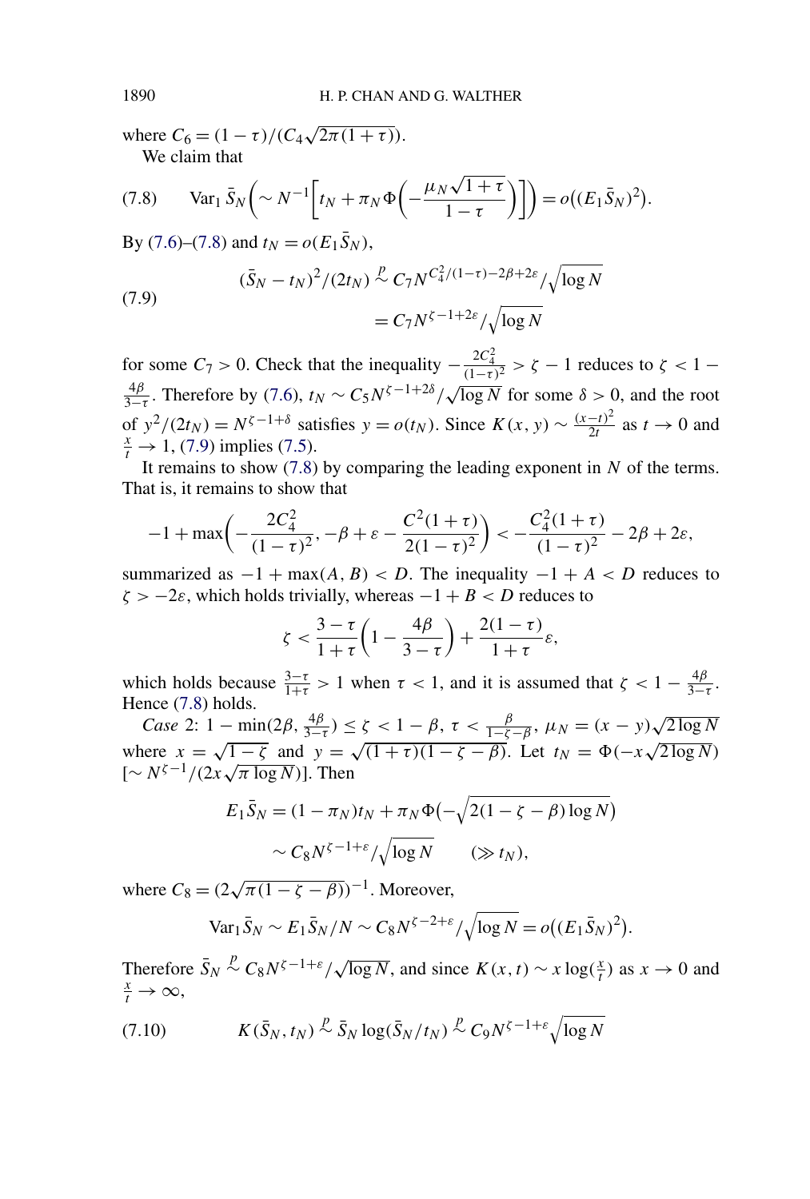where $C_6 = (1-\tau)/(C_4\sqrt{2\pi(1+\tau)})$.

We claim that

$$\operatorname{Var}_1 \bar{S}_N \left( \sim N^{-1}\left[ t_N + \pi_N \Phi\left( -\frac{\mu_N\sqrt{1+\tau}}{1-\tau} \right) \right] \right) = o\big((E_1\bar{S}_N)^2\big). \tag{7.8}$$

By (7.6)–(7.8) and $t_N = o(E_1\bar{S}_N)$,

$$\begin{aligned}
(\bar{S}_N - t_N)^2/(2t_N) &\overset{p}{\sim} C_7 N^{C_4^2/(1-\tau)-2\beta+2\varepsilon}/\sqrt{\log N} \\
&= C_7 N^{\zeta-1+2\varepsilon}/\sqrt{\log N}
\end{aligned} \tag{7.9}$$

for some $C_7 > 0$. Check that the inequality $-\frac{2C_4^2}{(1-\tau)^2} > \zeta - 1$ reduces to $\zeta < 1 - \frac{4\beta}{3-\tau}$. Therefore by (7.6), $t_N \sim C_5 N^{\zeta-1+2\delta}/\sqrt{\log N}$ for some $\delta > 0$, and the root of $y^2/(2t_N) = N^{\zeta-1+\delta}$ satisfies $y = o(t_N)$. Since $K(x,y) \sim \frac{(x-t)^2}{2t}$ as $t \to 0$ and $\frac{x}{t} \to 1$, (7.9) implies (7.5).

It remains to show (7.8) by comparing the leading exponent in $N$ of the terms. That is, it remains to show that

$$-1 + \max\left( -\frac{2C_4^2}{(1-\tau)^2}, -\beta + \varepsilon - \frac{C^2(1+\tau)}{2(1-\tau)^2} \right) < -\frac{C_4^2(1+\tau)}{(1-\tau)^2} - 2\beta + 2\varepsilon,$$

summarized as $-1 + \max(A, B) < D$. The inequality $-1 + A < D$ reduces to $\zeta > -2\varepsilon$, which holds trivially, whereas $-1 + B < D$ reduces to

$$\zeta < \frac{3-\tau}{1+\tau}\left( 1 - \frac{4\beta}{3-\tau} \right) + \frac{2(1-\tau)}{1+\tau}\varepsilon,$$

which holds because $\frac{3-\tau}{1+\tau} > 1$ when $\tau < 1$, and it is assumed that $\zeta < 1 - \frac{4\beta}{3-\tau}$. Hence (7.8) holds.

*Case* 2: $1 - \min(2\beta, \frac{4\beta}{3-\tau}) \le \zeta < 1 - \beta$, $\tau < \frac{\beta}{1-\zeta-\beta}$, $\mu_N = (x-y)\sqrt{2\log N}$ where $x = \sqrt{1-\zeta}$ and $y = \sqrt{(1+\tau)(1-\zeta-\beta)}$. Let $t_N = \Phi(-x\sqrt{2\log N})$ $[\sim N^{\zeta-1}/(2x\sqrt{\pi \log N})]$. Then

$$\begin{aligned}
E_1\bar{S}_N &= (1-\pi_N)t_N + \pi_N \Phi\big(-\sqrt{2(1-\zeta-\beta)\log N}\big) \\
&\sim C_8 N^{\zeta-1+\varepsilon}/\sqrt{\log N} \qquad (\gg t_N),
\end{aligned}$$

where $C_8 = (2\sqrt{\pi(1-\zeta-\beta)})^{-1}$. Moreover,

$$\operatorname{Var}_1 \bar{S}_N \sim E_1\bar{S}_N/N \sim C_8 N^{\zeta-2+\varepsilon}/\sqrt{\log N} = o\big((E_1\bar{S}_N)^2\big).$$

Therefore $\bar{S}_N \overset{p}{\sim} C_8 N^{\zeta-1+\varepsilon}/\sqrt{\log N}$, and since $K(x,t) \sim x\log(\frac{x}{t})$ as $x \to 0$ and $\frac{x}{t} \to \infty$,

$$K(\bar{S}_N, t_N) \overset{p}{\sim} \bar{S}_N \log(\bar{S}_N/t_N) \overset{p}{\sim} C_9 N^{\zeta-1+\varepsilon}\sqrt{\log N} \tag{7.10}$$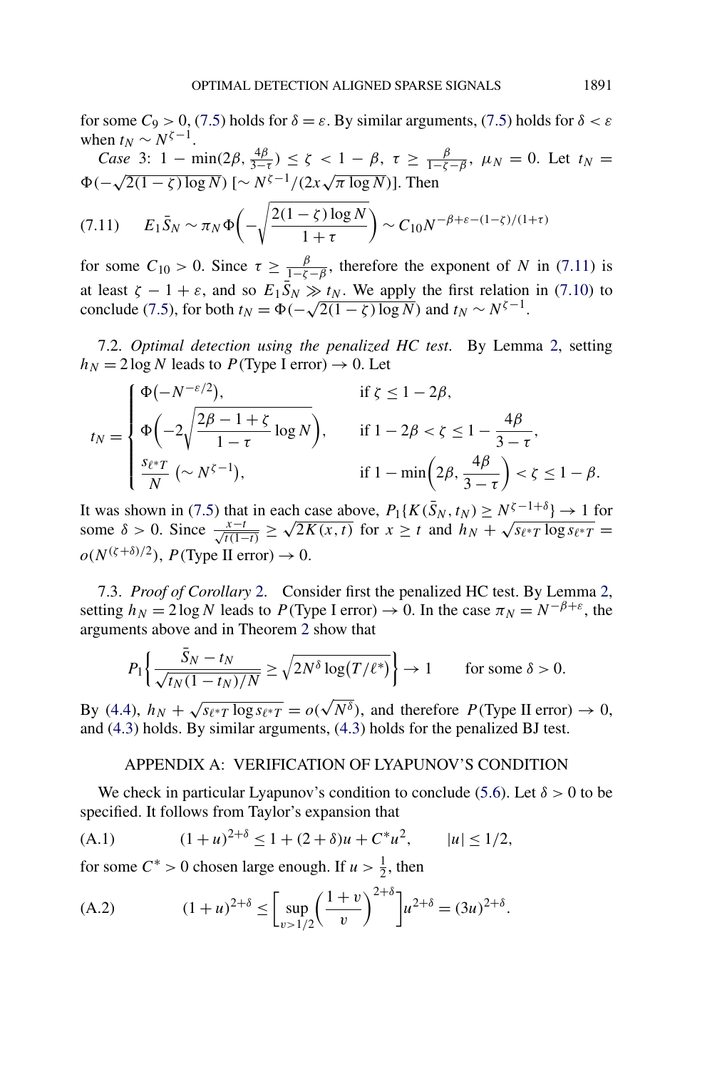for some $C_9 > 0$, (7.5) holds for $\delta = \varepsilon$. By similar arguments, (7.5) holds for $\delta < \varepsilon$ when $t_N \sim N^{\zeta-1}$.

*Case* 3: $1 - \min(2\beta, \frac{4\beta}{3-\tau}) \le \zeta < 1 - \beta$, $\tau \ge \frac{\beta}{1-\zeta-\beta}$, $\mu_N = 0$. Let $t_N = \Phi(-\sqrt{2(1-\zeta)\log N})$ $[\sim N^{\zeta-1}/(2x\sqrt{\pi \log N})]$. Then

$$E_1 \bar{S}_N \sim \pi_N \Phi\left(-\sqrt{\frac{2(1-\zeta)\log N}{1+\tau}}\right) \sim C_{10} N^{-\beta+\varepsilon-(1-\zeta)/(1+\tau)} \tag{7.11}$$

for some $C_{10} > 0$. Since $\tau \ge \frac{\beta}{1-\zeta-\beta}$, therefore the exponent of $N$ in (7.11) is at least $\zeta - 1 + \varepsilon$, and so $E_1 \bar{S}_N \gg t_N$. We apply the first relation in (7.10) to conclude (7.5), for both $t_N = \Phi(-\sqrt{2(1-\zeta)\log N})$ and $t_N \sim N^{\zeta-1}$.

7.2. *Optimal detection using the penalized HC test.* By Lemma 2, setting $h_N = 2\log N$ leads to $P(\text{Type I error}) \to 0$. Let

$$t_N = \begin{cases} \Phi(-N^{-\varepsilon/2}), & \text{if } \zeta \le 1 - 2\beta, \\ \Phi\left(-2\sqrt{\dfrac{2\beta - 1 + \zeta}{1-\tau}\log N}\right), & \text{if } 1 - 2\beta < \zeta \le 1 - \dfrac{4\beta}{3-\tau}, \\ \dfrac{s_{\ell^* T}}{N} \ (\sim N^{\zeta-1}), & \text{if } 1 - \min\left(2\beta, \dfrac{4\beta}{3-\tau}\right) < \zeta \le 1 - \beta. \end{cases}$$

It was shown in (7.5) that in each case above, $P_1\{K(\bar{S}_N, t_N) \ge N^{\zeta-1+\delta}\} \to 1$ for some $\delta > 0$. Since $\frac{x-t}{\sqrt{t(1-t)}} \ge \sqrt{2K(x,t)}$ for $x \ge t$ and $h_N + \sqrt{s_{\ell^* T} \log s_{\ell^* T}} = o(N^{(\zeta+\delta)/2})$, $P(\text{Type II error}) \to 0$.

7.3. *Proof of Corollary* 2. Consider first the penalized HC test. By Lemma 2, setting $h_N = 2\log N$ leads to $P(\text{Type I error}) \to 0$. In the case $\pi_N = N^{-\beta+\varepsilon}$, the arguments above and in Theorem 2 show that

$$P_1\left\{\frac{\bar{S}_N - t_N}{\sqrt{t_N(1-t_N)/N}} \ge \sqrt{2N^\delta \log(T/\ell^*)}\right\} \to 1 \qquad \text{for some } \delta > 0.$$

By (4.4), $h_N + \sqrt{s_{\ell^* T} \log s_{\ell^* T}} = o(\sqrt{N^\delta})$, and therefore $P(\text{Type II error}) \to 0$, and (4.3) holds. By similar arguments, (4.3) holds for the penalized BJ test.

## APPENDIX A: VERIFICATION OF LYAPUNOV'S CONDITION

We check in particular Lyapunov's condition to conclude (5.6). Let $\delta > 0$ to be specified. It follows from Taylor's expansion that

$$(1+u)^{2+\delta} \le 1 + (2+\delta)u + C^* u^2, \qquad |u| \le 1/2, \tag{A.1}$$

for some $C^* > 0$ chosen large enough. If $u > \frac{1}{2}$, then

$$(1+u)^{2+\delta} \le \left[\sup_{v > 1/2}\left(\frac{1+v}{v}\right)^{2+\delta}\right] u^{2+\delta} = (3u)^{2+\delta}. \tag{A.2}$$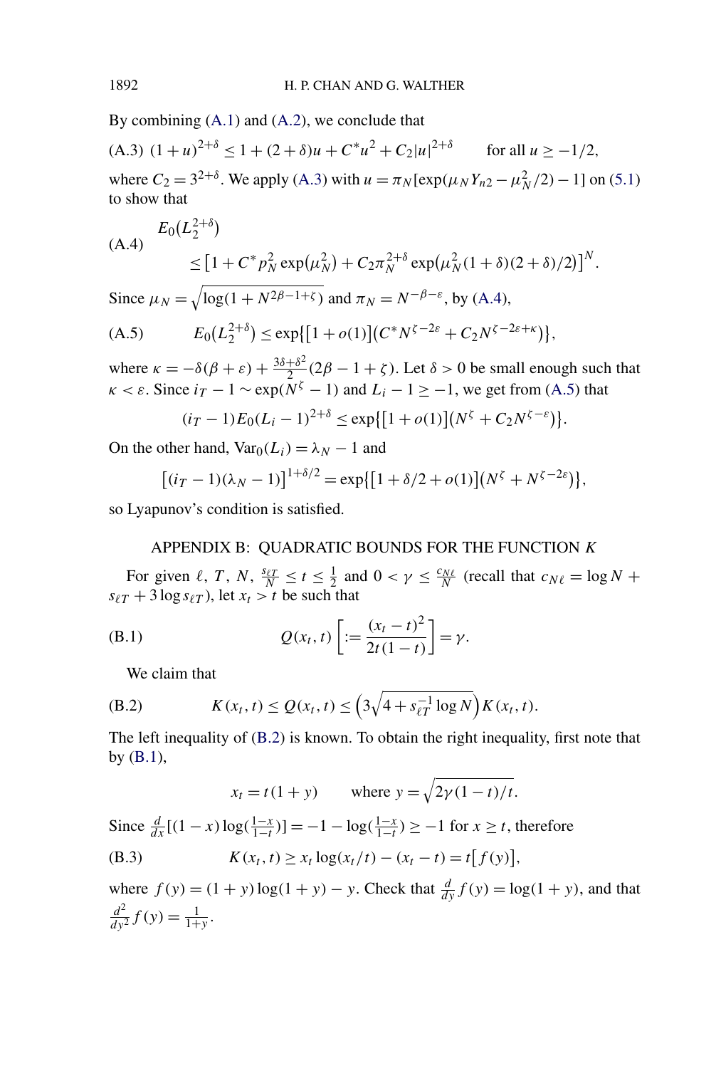By combining (A.1) and (A.2), we conclude that

$$(1+u)^{2+\delta} \le 1 + (2+\delta)u + C^* u^2 + C_2|u|^{2+\delta} \qquad \text{for all } u \ge -1/2, \tag{A.3}$$

where $C_2 = 3^{2+\delta}$. We apply (A.3) with $u = \pi_N[\exp(\mu_N Y_{n2} - \mu_N^2/2) - 1]$ on (5.1) to show that

$$\begin{aligned} &E_0(L_2^{2+\delta}) \\ &\quad \le \left[1 + C^* p_N^2 \exp(\mu_N^2) + C_2 \pi_N^{2+\delta} \exp(\mu_N^2(1+\delta)(2+\delta)/2)\right]^N. \end{aligned} \tag{A.4}$$

Since $\mu_N = \sqrt{\log(1+N^{2\beta-1+\zeta})}$ and $\pi_N = N^{-\beta-\varepsilon}$, by (A.4),

$$E_0(L_2^{2+\delta}) \le \exp\{[1+o(1)](C^* N^{\zeta-2\varepsilon} + C_2 N^{\zeta-2\varepsilon+\kappa})\}, \tag{A.5}$$

where $\kappa = -\delta(\beta+\varepsilon) + \frac{3\delta+\delta^2}{2}(2\beta - 1 + \zeta)$. Let $\delta > 0$ be small enough such that $\kappa < \varepsilon$. Since $i_T - 1 \sim \exp(N^\zeta - 1)$ and $L_i - 1 \ge -1$, we get from (A.5) that

$$(i_T - 1)E_0(L_i - 1)^{2+\delta} \le \exp\{[1+o(1)](N^\zeta + C_2 N^{\zeta-\varepsilon})\}.$$

On the other hand, $\mathrm{Var}_0(L_i) = \lambda_N - 1$ and

$$[(i_T-1)(\lambda_N - 1)]^{1+\delta/2} = \exp\{[1+\delta/2+o(1)](N^\zeta + N^{\zeta-2\varepsilon})\},$$

so Lyapunov's condition is satisfied.

## APPENDIX B: QUADRATIC BOUNDS FOR THE FUNCTION $K$

For given $\ell$, $T$, $N$, $\frac{s_{\ell T}}{N} \le t \le \frac{1}{2}$ and $0 < \gamma \le \frac{c_{N\ell}}{N}$ (recall that $c_{N\ell} = \log N + s_{\ell T} + 3\log s_{\ell T}$), let $x_t > t$ be such that

$$Q(x_t, t)\left[:= \frac{(x_t - t)^2}{2t(1-t)}\right] = \gamma. \tag{B.1}$$

We claim that

$$K(x_t, t) \le Q(x_t, t) \le \left(3\sqrt{4 + s_{\ell T}^{-1}\log N}\right) K(x_t, t). \tag{B.2}$$

The left inequality of (B.2) is known. To obtain the right inequality, first note that by (B.1),

$$x_t = t(1+y) \qquad \text{where } y = \sqrt{2\gamma(1-t)/t}.$$

Since $\frac{d}{dx}[(1-x)\log(\frac{1-x}{1-t})] = -1 - \log(\frac{1-x}{1-t}) \ge -1$ for $x \ge t$, therefore

$$K(x_t, t) \ge x_t \log(x_t/t) - (x_t - t) = t[f(y)], \tag{B.3}$$

where $f(y) = (1+y)\log(1+y) - y$. Check that $\frac{d}{dy} f(y) = \log(1+y)$, and that $\frac{d^2}{dy^2} f(y) = \frac{1}{1+y}$.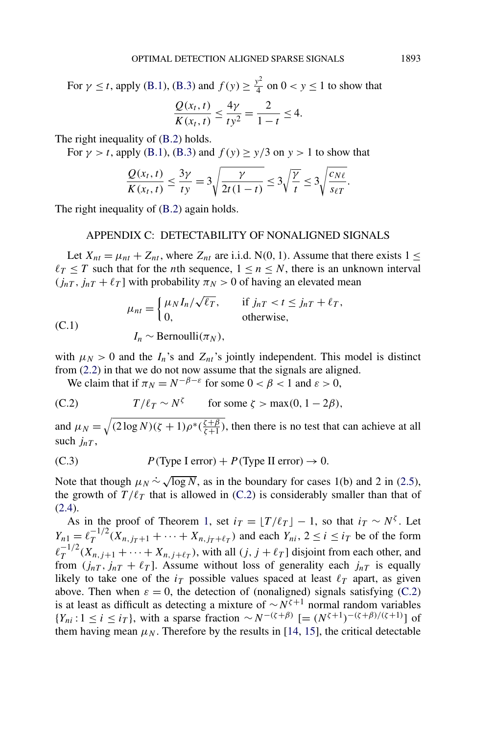For $\gamma \le t$, apply (B.1), (B.3) and $f(y) \ge \frac{y^2}{4}$ on $0 < y \le 1$ to show that

$$\frac{Q(x_t, t)}{K(x_t, t)} \le \frac{4\gamma}{ty^2} = \frac{2}{1-t} \le 4.$$

The right inequality of (B.2) holds.

For $\gamma > t$, apply (B.1), (B.3) and $f(y) \ge y/3$ on $y > 1$ to show that

$$\frac{Q(x_t, t)}{K(x_t, t)} \le \frac{3\gamma}{ty} = 3\sqrt{\frac{\gamma}{2t(1-t)}} \le 3\sqrt{\frac{\gamma}{t}} \le 3\sqrt{\frac{c_{N\ell}}{s_{\ell T}}}.$$

The right inequality of (B.2) again holds.

## APPENDIX C: DETECTABILITY OF NONALIGNED SIGNALS

Let $X_{nt} = \mu_{nt} + Z_{nt}$, where $Z_{nt}$ are i.i.d. N(0, 1). Assume that there exists $1 \le \ell_T \le T$ such that for the $n$th sequence, $1 \le n \le N$, there is an unknown interval $(j_{nT}, j_{nT} + \ell_T]$ with probability $\pi_N > 0$ of having an elevated mean

$$\text{(C.1)} \qquad \mu_{nt} = \begin{cases} \mu_N I_n/\sqrt{\ell_T}, & \text{if } j_{nT} < t \le j_{nT} + \ell_T, \\ 0, & \text{otherwise,} \end{cases} \qquad I_n \sim \text{Bernoulli}(\pi_N),$$

with $\mu_N > 0$ and the $I_n$'s and $Z_{nt}$'s jointly independent. This model is distinct from (2.2) in that we do not now assume that the signals are aligned.

We claim that if $\pi_N = N^{-\beta-\varepsilon}$ for some $0 < \beta < 1$ and $\varepsilon > 0$,

$$\text{(C.2)} \qquad T/\ell_T \sim N^{\zeta} \qquad \text{for some } \zeta > \max(0, 1-2\beta),$$

and $\mu_N = \sqrt{(2\log N)(\zeta+1)\rho^*(\frac{\zeta+\beta}{\zeta+1})}$, then there is no test that can achieve at all such $j_{nT}$,

$$\text{(C.3)} \qquad P(\text{Type I error}) + P(\text{Type II error}) \to 0.$$

Note that though $\mu_N \dot{\sim} \sqrt{\log N}$, as in the boundary for cases 1(b) and 2 in (2.5), the growth of $T/\ell_T$ that is allowed in (C.2) is considerably smaller than that of (2.4).

As in the proof of Theorem 1, set $i_T = \lfloor T/\ell_T \rfloor - 1$, so that $i_T \sim N^{\zeta}$. Let $Y_{n1} = \ell_T^{-1/2}(X_{n,j_T+1} + \cdots + X_{n,j_T+\ell_T})$ and each $Y_{ni}$, $2 \le i \le i_T$ be of the form $\ell_T^{-1/2}(X_{n,j+1} + \cdots + X_{n,j+\ell_T})$, with all $(j, j+\ell_T]$ disjoint from each other, and from $(j_{nT}, j_{nT} + \ell_T]$. Assume without loss of generality each $j_{nT}$ is equally likely to take one of the $i_T$ possible values spaced at least $\ell_T$ apart, as given above. Then when $\varepsilon = 0$, the detection of (nonaligned) signals satisfying (C.2) is at least as difficult as detecting a mixture of $\sim N^{\zeta+1}$ normal random variables $\{Y_{ni} : 1 \le i \le i_T\}$, with a sparse fraction $\sim N^{-(\zeta+\beta)}$ [$= (N^{\zeta+1})^{-(\zeta+\beta)/(\zeta+1)}$] of them having mean $\mu_N$. Therefore by the results in [14, 15], the critical detectable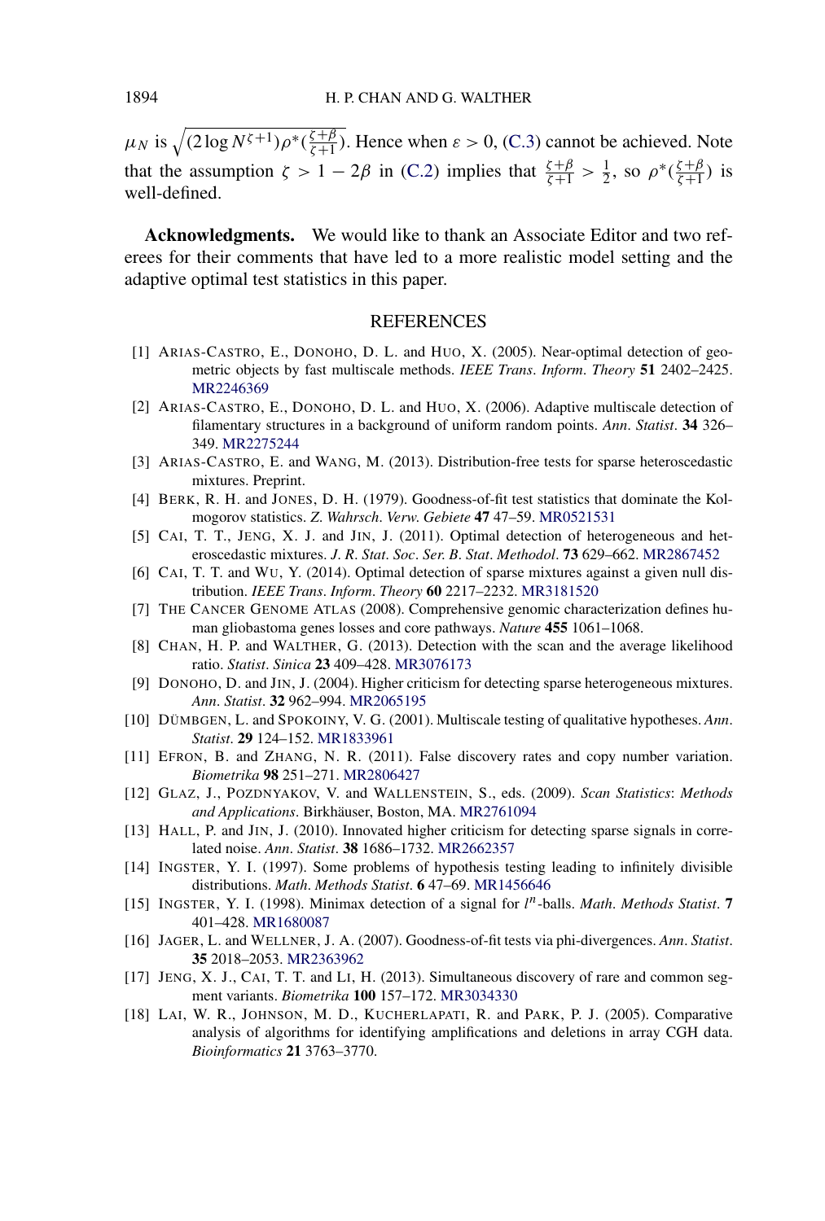$\mu_N$ is $\sqrt{(2\log N^{\zeta+1})\rho^*(\frac{\zeta+\beta}{\zeta+1})}$. Hence when $\varepsilon > 0$, (C.3) cannot be achieved. Note that the assumption $\zeta > 1 - 2\beta$ in (C.2) implies that $\frac{\zeta+\beta}{\zeta+1} > \frac{1}{2}$, so $\rho^*(\frac{\zeta+\beta}{\zeta+1})$ is well-defined.

**Acknowledgments.** We would like to thank an Associate Editor and two referees for their comments that have led to a more realistic model setting and the adaptive optimal test statistics in this paper.

## REFERENCES

[1] ARIAS-CASTRO, E., DONOHO, D. L. and HUO, X. (2005). Near-optimal detection of geometric objects by fast multiscale methods. *IEEE Trans. Inform. Theory* **51** 2402–2425. MR2246369

[2] ARIAS-CASTRO, E., DONOHO, D. L. and HUO, X. (2006). Adaptive multiscale detection of filamentary structures in a background of uniform random points. *Ann. Statist.* **34** 326–349. MR2275244

[3] ARIAS-CASTRO, E. and WANG, M. (2013). Distribution-free tests for sparse heteroscedastic mixtures. Preprint.

[4] BERK, R. H. and JONES, D. H. (1979). Goodness-of-fit test statistics that dominate the Kolmogorov statistics. *Z. Wahrsch. Verw. Gebiete* **47** 47–59. MR0521531

[5] CAI, T. T., JENG, X. J. and JIN, J. (2011). Optimal detection of heterogeneous and heteroscedastic mixtures. *J. R. Stat. Soc. Ser. B. Stat. Methodol.* **73** 629–662. MR2867452

[6] CAI, T. T. and WU, Y. (2014). Optimal detection of sparse mixtures against a given null distribution. *IEEE Trans. Inform. Theory* **60** 2217–2232. MR3181520

[7] THE CANCER GENOME ATLAS (2008). Comprehensive genomic characterization defines human gliobastoma genes losses and core pathways. *Nature* **455** 1061–1068.

[8] CHAN, H. P. and WALTHER, G. (2013). Detection with the scan and the average likelihood ratio. *Statist. Sinica* **23** 409–428. MR3076173

[9] DONOHO, D. and JIN, J. (2004). Higher criticism for detecting sparse heterogeneous mixtures. *Ann. Statist.* **32** 962–994. MR2065195

[10] DÜMBGEN, L. and SPOKOINY, V. G. (2001). Multiscale testing of qualitative hypotheses. *Ann. Statist.* **29** 124–152. MR1833961

[11] EFRON, B. and ZHANG, N. R. (2011). False discovery rates and copy number variation. *Biometrika* **98** 251–271. MR2806427

[12] GLAZ, J., POZDNYAKOV, V. and WALLENSTEIN, S., eds. (2009). *Scan Statistics*: *Methods and Applications*. Birkhäuser, Boston, MA. MR2761094

[13] HALL, P. and JIN, J. (2010). Innovated higher criticism for detecting sparse signals in correlated noise. *Ann. Statist.* **38** 1686–1732. MR2662357

[14] INGSTER, Y. I. (1997). Some problems of hypothesis testing leading to infinitely divisible distributions. *Math. Methods Statist.* **6** 47–69. MR1456646

[15] INGSTER, Y. I. (1998). Minimax detection of a signal for $l^n$-balls. *Math. Methods Statist.* **7** 401–428. MR1680087

[16] JAGER, L. and WELLNER, J. A. (2007). Goodness-of-fit tests via phi-divergences. *Ann. Statist.* **35** 2018–2053. MR2363962

[17] JENG, X. J., CAI, T. T. and LI, H. (2013). Simultaneous discovery of rare and common segment variants. *Biometrika* **100** 157–172. MR3034330

[18] LAI, W. R., JOHNSON, M. D., KUCHERLAPATI, R. and PARK, P. J. (2005). Comparative analysis of algorithms for identifying amplifications and deletions in array CGH data. *Bioinformatics* **21** 3763–3770.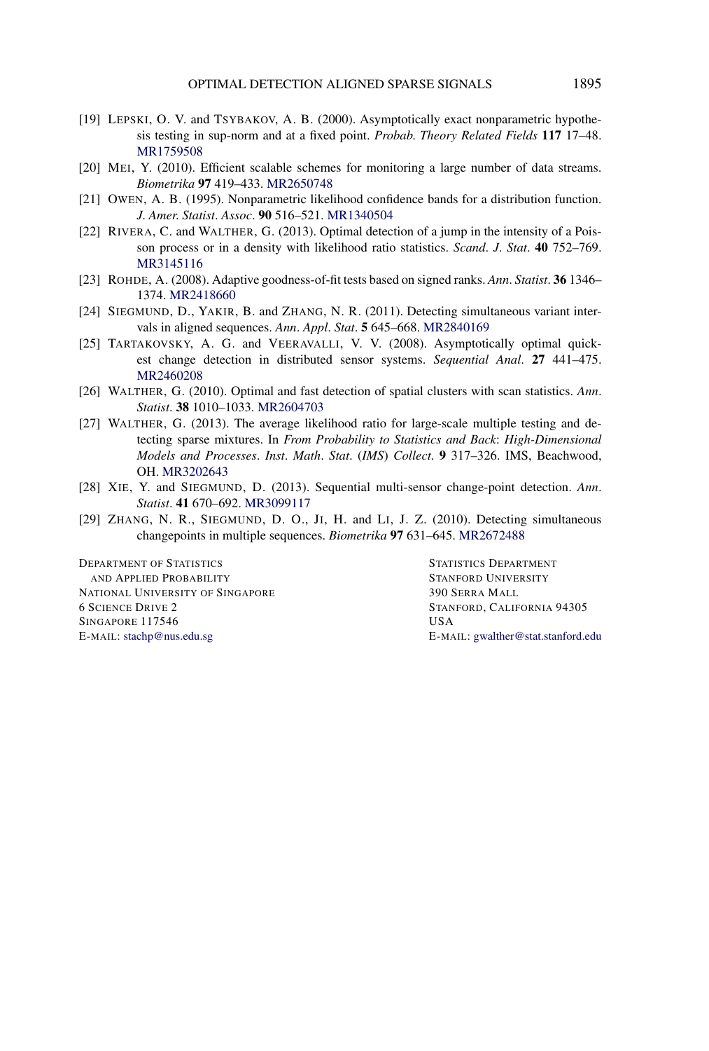[19] LEPSKI, O. V. and TSYBAKOV, A. B. (2000). Asymptotically exact nonparametric hypothesis testing in sup-norm and at a fixed point. *Probab. Theory Related Fields* **117** 17–48. MR1759508

[20] MEI, Y. (2010). Efficient scalable schemes for monitoring a large number of data streams. *Biometrika* **97** 419–433. MR2650748

[21] OWEN, A. B. (1995). Nonparametric likelihood confidence bands for a distribution function. *J. Amer. Statist. Assoc.* **90** 516–521. MR1340504

[22] RIVERA, C. and WALTHER, G. (2013). Optimal detection of a jump in the intensity of a Poisson process or in a density with likelihood ratio statistics. *Scand. J. Stat.* **40** 752–769. MR3145116

[23] ROHDE, A. (2008). Adaptive goodness-of-fit tests based on signed ranks. *Ann. Statist.* **36** 1346–1374. MR2418660

[24] SIEGMUND, D., YAKIR, B. and ZHANG, N. R. (2011). Detecting simultaneous variant intervals in aligned sequences. *Ann. Appl. Stat.* **5** 645–668. MR2840169

[25] TARTAKOVSKY, A. G. and VEERAVALLI, V. V. (2008). Asymptotically optimal quickest change detection in distributed sensor systems. *Sequential Anal.* **27** 441–475. MR2460208

[26] WALTHER, G. (2010). Optimal and fast detection of spatial clusters with scan statistics. *Ann. Statist.* **38** 1010–1033. MR2604703

[27] WALTHER, G. (2013). The average likelihood ratio for large-scale multiple testing and detecting sparse mixtures. In *From Probability to Statistics and Back: High-Dimensional Models and Processes. Inst. Math. Stat. (IMS) Collect.* **9** 317–326. IMS, Beachwood, OH. MR3202643

[28] XIE, Y. and SIEGMUND, D. (2013). Sequential multi-sensor change-point detection. *Ann. Statist.* **41** 670–692. MR3099117

[29] ZHANG, N. R., SIEGMUND, D. O., JI, H. and LI, J. Z. (2010). Detecting simultaneous changepoints in multiple sequences. *Biometrika* **97** 631–645. MR2672488

DEPARTMENT OF STATISTICS
AND APPLIED PROBABILITY
NATIONAL UNIVERSITY OF SINGAPORE
6 SCIENCE DRIVE 2
SINGAPORE 117546
E-MAIL: stachp@nus.edu.sg

STATISTICS DEPARTMENT
STANFORD UNIVERSITY
390 SERRA MALL
STANFORD, CALIFORNIA 94305
USA
E-MAIL: gwalther@stat.stanford.edu